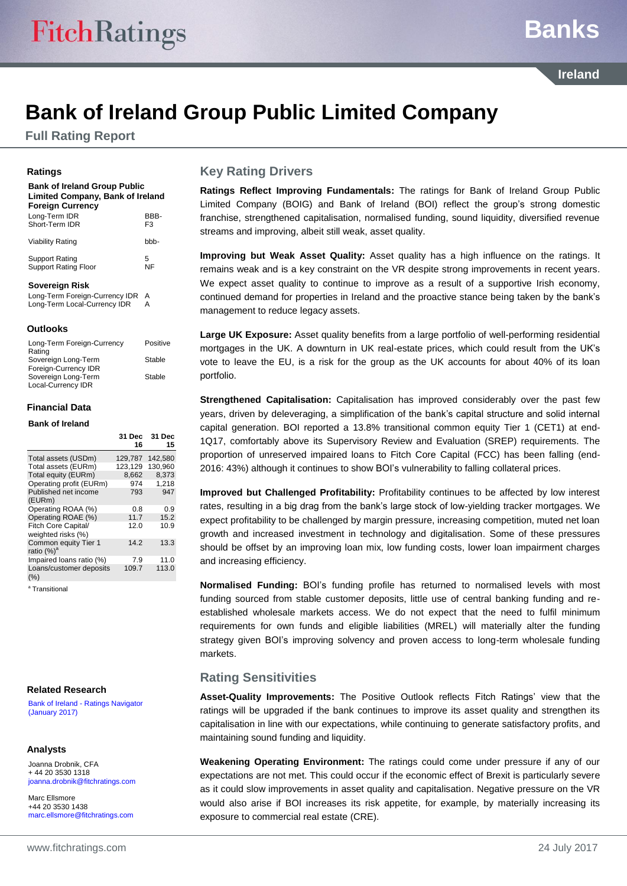# Bank of Ireland Group Public Limited Company

## Full Rating Report

### Ratings

**Bank of Ireland Group Public Limited Company, Bank of Ireland Foreign Currency**

| | |
|---|---|
| Long-Term IDR | BBB- |
| Short-Term IDR | F3 |
| Viability Rating | bbb- |
| Support Rating | 5 |
| Support Rating Floor | NF |

**Sovereign Risk**

| | |
|---|---|
| Long-Term Foreign-Currency IDR | A |
| Long-Term Local-Currency IDR | A |

### Outlooks

| | |
|---|---|
| Long-Term Foreign-Currency Rating | Positive |
| Sovereign Long-Term Foreign-Currency IDR | Stable |
| Sovereign Long-Term Local-Currency IDR | Stable |

### Financial Data

**Bank of Ireland**

| | 31 Dec 16 | 31 Dec 15 |
|---|---|---|
| Total assets (USDm) | 129,787 | 142,580 |
| Total assets (EURm) | 123,129 | 130,960 |
| Total equity (EURm) | 8,662 | 8,373 |
| Operating profit (EURm) | 974 | 1,218 |
| Published net income (EURm) | 793 | 947 |
| Operating ROAA (%) | 0.8 | 0.9 |
| Operating ROAE (%) | 11.7 | 15.2 |
| Fitch Core Capital/ weighted risks (%) | 12.0 | 10.9 |
| Common equity Tier 1 ratio (%)[a] | 14.2 | 13.3 |
| Impaired loans ratio (%) | 7.9 | 11.0 |
| Loans/customer deposits (%) | 109.7 | 113.0 |

[a] Transitional

### Related Research

Bank of Ireland - Ratings Navigator (January 2017)

### Analysts

Joanna Drobnik, CFA
+ 44 20 3530 1318
joanna.drobnik@fitchratings.com

Marc Ellsmore
+44 20 3530 1438
marc.ellsmore@fitchratings.com

## Key Rating Drivers

**Ratings Reflect Improving Fundamentals:** The ratings for Bank of Ireland Group Public Limited Company (BOIG) and Bank of Ireland (BOI) reflect the group's strong domestic franchise, strengthened capitalisation, normalised funding, sound liquidity, diversified revenue streams and improving, albeit still weak, asset quality.

**Improving but Weak Asset Quality:** Asset quality has a high influence on the ratings. It remains weak and is a key constraint on the VR despite strong improvements in recent years. We expect asset quality to continue to improve as a result of a supportive Irish economy, continued demand for properties in Ireland and the proactive stance being taken by the bank's management to reduce legacy assets.

**Large UK Exposure:** Asset quality benefits from a large portfolio of well-performing residential mortgages in the UK. A downturn in UK real-estate prices, which could result from the UK's vote to leave the EU, is a risk for the group as the UK accounts for about 40% of its loan portfolio.

**Strengthened Capitalisation:** Capitalisation has improved considerably over the past few years, driven by deleveraging, a simplification of the bank's capital structure and solid internal capital generation. BOI reported a 13.8% transitional common equity Tier 1 (CET1) at end-1Q17, comfortably above its Supervisory Review and Evaluation (SREP) requirements. The proportion of unreserved impaired loans to Fitch Core Capital (FCC) has been falling (end-2016: 43%) although it continues to show BOI's vulnerability to falling collateral prices.

**Improved but Challenged Profitability:** Profitability continues to be affected by low interest rates, resulting in a big drag from the bank's large stock of low-yielding tracker mortgages. We expect profitability to be challenged by margin pressure, increasing competition, muted net loan growth and increased investment in technology and digitalisation. Some of these pressures should be offset by an improving loan mix, low funding costs, lower loan impairment charges and increasing efficiency.

**Normalised Funding:** BOI's funding profile has returned to normalised levels with most funding sourced from stable customer deposits, little use of central banking funding and re-established wholesale markets access. We do not expect that the need to fulfil minimum requirements for own funds and eligible liabilities (MREL) will materially alter the funding strategy given BOI's improving solvency and proven access to long-term wholesale funding markets.

## Rating Sensitivities

**Asset-Quality Improvements:** The Positive Outlook reflects Fitch Ratings' view that the ratings will be upgraded if the bank continues to improve its asset quality and strengthen its capitalisation in line with our expectations, while continuing to generate satisfactory profits, and maintaining sound funding and liquidity.

**Weakening Operating Environment:** The ratings could come under pressure if any of our expectations are not met. This could occur if the economic effect of Brexit is particularly severe as it could slow improvements in asset quality and capitalisation. Negative pressure on the VR would also arise if BOI increases its risk appetite, for example, by materially increasing its exposure to commercial real estate (CRE).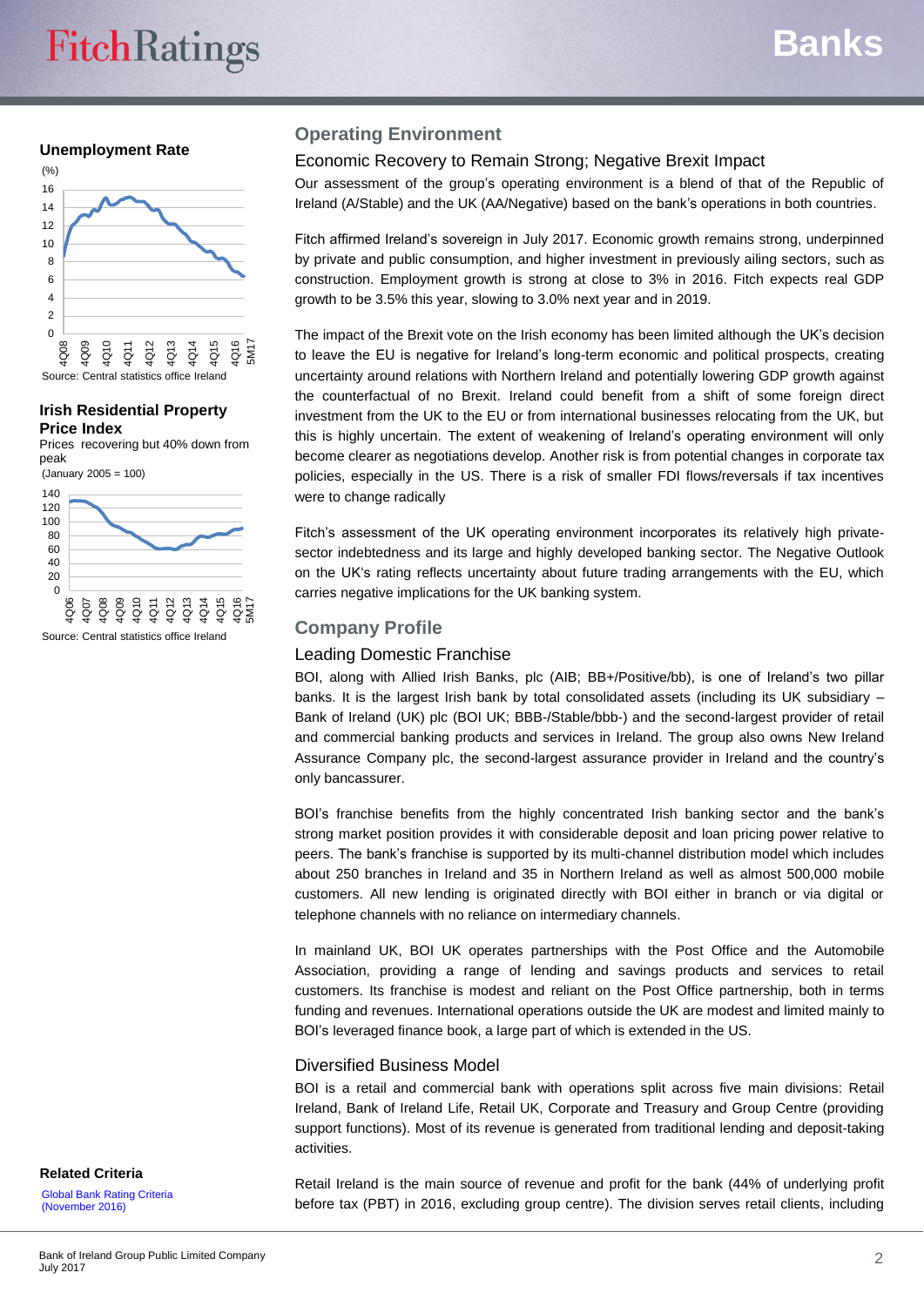## Unemployment Rate

(%)

Source: Central statistics office Ireland

## Irish Residential Property Price Index

Prices recovering but 40% down from peak

(January 2005 = 100)

Source: Central statistics office Ireland

## Operating Environment

### Economic Recovery to Remain Strong; Negative Brexit Impact

Our assessment of the group's operating environment is a blend of that of the Republic of Ireland (A/Stable) and the UK (AA/Negative) based on the bank's operations in both countries.

Fitch affirmed Ireland's sovereign in July 2017. Economic growth remains strong, underpinned by private and public consumption, and higher investment in previously ailing sectors, such as construction. Employment growth is strong at close to 3% in 2016. Fitch expects real GDP growth to be 3.5% this year, slowing to 3.0% next year and in 2019.

The impact of the Brexit vote on the Irish economy has been limited although the UK's decision to leave the EU is negative for Ireland's long-term economic and political prospects, creating uncertainty around relations with Northern Ireland and potentially lowering GDP growth against the counterfactual of no Brexit. Ireland could benefit from a shift of some foreign direct investment from the UK to the EU or from international businesses relocating from the UK, but this is highly uncertain. The extent of weakening of Ireland's operating environment will only become clearer as negotiations develop. Another risk is from potential changes in corporate tax policies, especially in the US. There is a risk of smaller FDI flows/reversals if tax incentives were to change radically

Fitch's assessment of the UK operating environment incorporates its relatively high private-sector indebtedness and its large and highly developed banking sector. The Negative Outlook on the UK's rating reflects uncertainty about future trading arrangements with the EU, which carries negative implications for the UK banking system.

## Company Profile

### Leading Domestic Franchise

BOI, along with Allied Irish Banks, plc (AIB; BB+/Positive/bb), is one of Ireland's two pillar banks. It is the largest Irish bank by total consolidated assets (including its UK subsidiary – Bank of Ireland (UK) plc (BOI UK; BBB-/Stable/bbb-) and the second-largest provider of retail and commercial banking products and services in Ireland. The group also owns New Ireland Assurance Company plc, the second-largest assurance provider in Ireland and the country's only bancassurer.

BOI's franchise benefits from the highly concentrated Irish banking sector and the bank's strong market position provides it with considerable deposit and loan pricing power relative to peers. The bank's franchise is supported by its multi-channel distribution model which includes about 250 branches in Ireland and 35 in Northern Ireland as well as almost 500,000 mobile customers. All new lending is originated directly with BOI either in branch or via digital or telephone channels with no reliance on intermediary channels.

In mainland UK, BOI UK operates partnerships with the Post Office and the Automobile Association, providing a range of lending and savings products and services to retail customers. Its franchise is modest and reliant on the Post Office partnership, both in terms funding and revenues. International operations outside the UK are modest and limited mainly to BOI's leveraged finance book, a large part of which is extended in the US.

### Diversified Business Model

BOI is a retail and commercial bank with operations split across five main divisions: Retail Ireland, Bank of Ireland Life, Retail UK, Corporate and Treasury and Group Centre (providing support functions). Most of its revenue is generated from traditional lending and deposit-taking activities.

Retail Ireland is the main source of revenue and profit for the bank (44% of underlying profit before tax (PBT) in 2016, excluding group centre). The division serves retail clients, including

**Related Criteria**

Global Bank Rating Criteria (November 2016)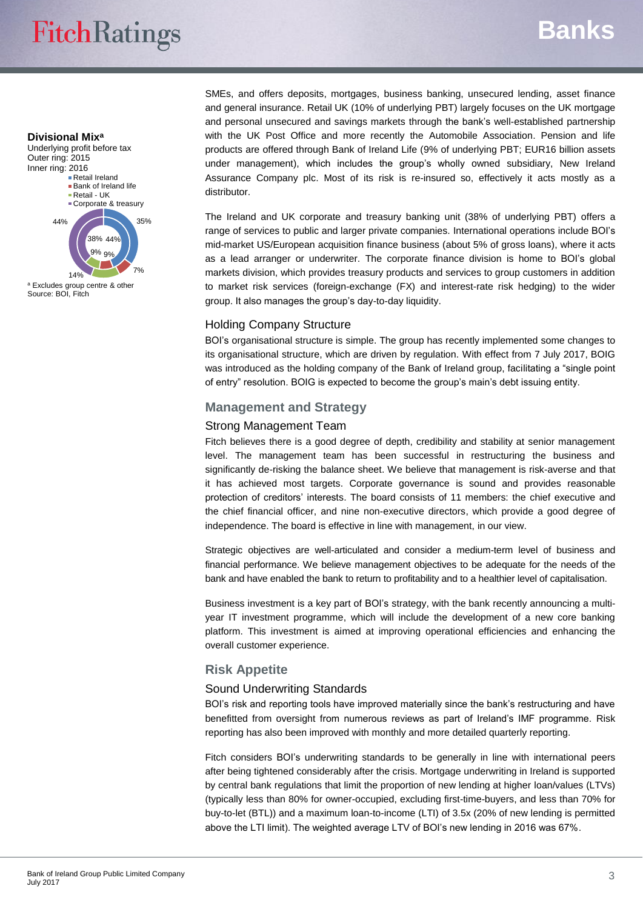**Divisional Mix**[a]

Underlying profit before tax
Outer ring: 2015
Inner ring: 2016

- Retail Ireland
- Bank of Ireland life
- Retail - UK
- Corporate & treasury

44% 35% 38% 44% 9% 9% 7% 14%

[a] Excludes group centre & other
Source: BOI, Fitch

SMEs, and offers deposits, mortgages, business banking, unsecured lending, asset finance and general insurance. Retail UK (10% of underlying PBT) largely focuses on the UK mortgage and personal unsecured and savings markets through the bank's well-established partnership with the UK Post Office and more recently the Automobile Association. Pension and life products are offered through Bank of Ireland Life (9% of underlying PBT; EUR16 billion assets under management), which includes the group's wholly owned subsidiary, New Ireland Assurance Company plc. Most of its risk is re-insured so, effectively it acts mostly as a distributor.

The Ireland and UK corporate and treasury banking unit (38% of underlying PBT) offers a range of services to public and larger private companies. International operations include BOI's mid-market US/European acquisition finance business (about 5% of gross loans), where it acts as a lead arranger or underwriter. The corporate finance division is home to BOI's global markets division, which provides treasury products and services to group customers in addition to market risk services (foreign-exchange (FX) and interest-rate risk hedging) to the wider group. It also manages the group's day-to-day liquidity.

### Holding Company Structure

BOI's organisational structure is simple. The group has recently implemented some changes to its organisational structure, which are driven by regulation. With effect from 7 July 2017, BOIG was introduced as the holding company of the Bank of Ireland group, facilitating a "single point of entry" resolution. BOIG is expected to become the group's main debt issuing entity.

## Management and Strategy

### Strong Management Team

Fitch believes there is a good degree of depth, credibility and stability at senior management level. The management team has been successful in restructuring the business and significantly de-risking the balance sheet. We believe that management is risk-averse and that it has achieved most targets. Corporate governance is sound and provides reasonable protection of creditors' interests. The board consists of 11 members: the chief executive and the chief financial officer, and nine non-executive directors, which provide a good degree of independence. The board is effective in line with management, in our view.

Strategic objectives are well-articulated and consider a medium-term level of business and financial performance. We believe management objectives to be adequate for the needs of the bank and have enabled the bank to return to profitability and to a healthier level of capitalisation.

Business investment is a key part of BOI's strategy, with the bank recently announcing a multi-year IT investment programme, which will include the development of a new core banking platform. This investment is aimed at improving operational efficiencies and enhancing the overall customer experience.

## Risk Appetite

### Sound Underwriting Standards

BOI's risk and reporting tools have improved materially since the bank's restructuring and have benefitted from oversight from numerous reviews as part of Ireland's IMF programme. Risk reporting has also been improved with monthly and more detailed quarterly reporting.

Fitch considers BOI's underwriting standards to be generally in line with international peers after being tightened considerably after the crisis. Mortgage underwriting in Ireland is supported by central bank regulations that limit the proportion of new lending at higher loan/values (LTVs) (typically less than 80% for owner-occupied, excluding first-time-buyers, and less than 70% for buy-to-let (BTL)) and a maximum loan-to-income (LTI) of 3.5x (20% of new lending is permitted above the LTI limit). The weighted average LTV of BOI's new lending in 2016 was 67%.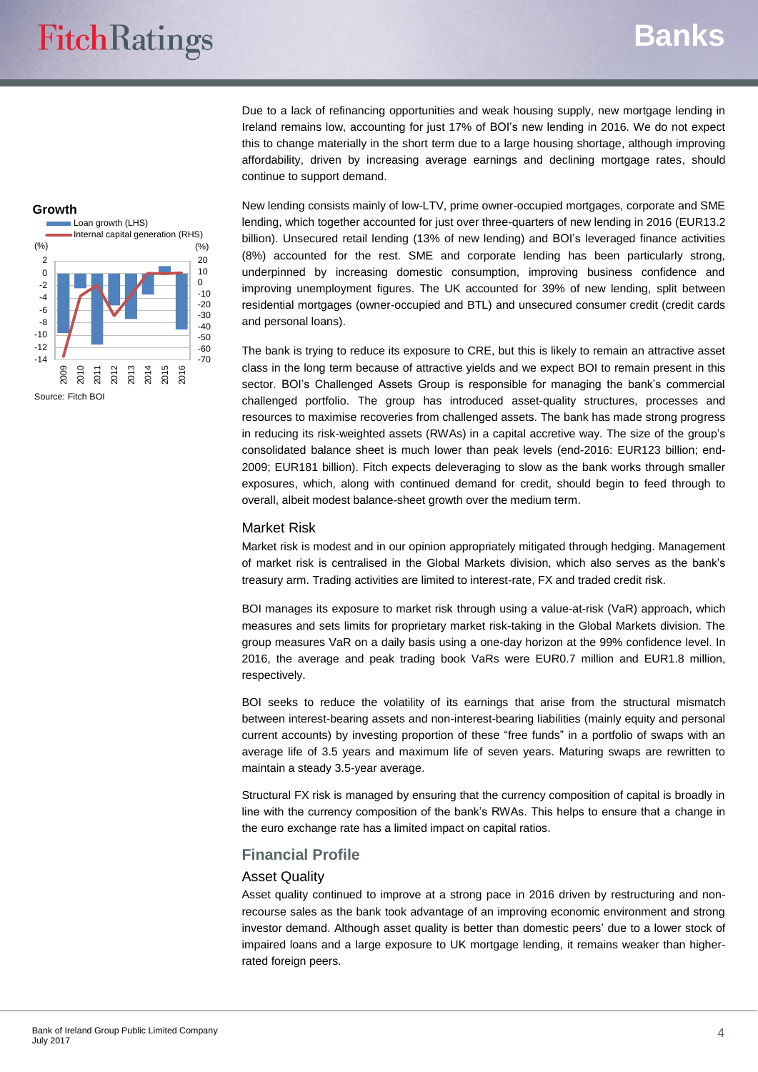Due to a lack of refinancing opportunities and weak housing supply, new mortgage lending in Ireland remains low, accounting for just 17% of BOI's new lending in 2016. We do not expect this to change materially in the short term due to a large housing shortage, although improving affordability, driven by increasing average earnings and declining mortgage rates, should continue to support demand.

**Growth**

Loan growth (LHS)
Internal capital generation (RHS)

Source: Fitch BOI

New lending consists mainly of low-LTV, prime owner-occupied mortgages, corporate and SME lending, which together accounted for just over three-quarters of new lending in 2016 (EUR13.2 billion). Unsecured retail lending (13% of new lending) and BOI's leveraged finance activities (8%) accounted for the rest. SME and corporate lending has been particularly strong, underpinned by increasing domestic consumption, improving business confidence and improving unemployment figures. The UK accounted for 39% of new lending, split between residential mortgages (owner-occupied and BTL) and unsecured consumer credit (credit cards and personal loans).

The bank is trying to reduce its exposure to CRE, but this is likely to remain an attractive asset class in the long term because of attractive yields and we expect BOI to remain present in this sector. BOI's Challenged Assets Group is responsible for managing the bank's commercial challenged portfolio. The group has introduced asset-quality structures, processes and resources to maximise recoveries from challenged assets. The bank has made strong progress in reducing its risk-weighted assets (RWAs) in a capital accretive way. The size of the group's consolidated balance sheet is much lower than peak levels (end-2016: EUR123 billion; end-2009; EUR181 billion). Fitch expects deleveraging to slow as the bank works through smaller exposures, which, along with continued demand for credit, should begin to feed through to overall, albeit modest balance-sheet growth over the medium term.

### Market Risk

Market risk is modest and in our opinion appropriately mitigated through hedging. Management of market risk is centralised in the Global Markets division, which also serves as the bank's treasury arm. Trading activities are limited to interest-rate, FX and traded credit risk.

BOI manages its exposure to market risk through using a value-at-risk (VaR) approach, which measures and sets limits for proprietary market risk-taking in the Global Markets division. The group measures VaR on a daily basis using a one-day horizon at the 99% confidence level. In 2016, the average and peak trading book VaRs were EUR0.7 million and EUR1.8 million, respectively.

BOI seeks to reduce the volatility of its earnings that arise from the structural mismatch between interest-bearing assets and non-interest-bearing liabilities (mainly equity and personal current accounts) by investing proportion of these "free funds" in a portfolio of swaps with an average life of 3.5 years and maximum life of seven years. Maturing swaps are rewritten to maintain a steady 3.5-year average.

Structural FX risk is managed by ensuring that the currency composition of capital is broadly in line with the currency composition of the bank's RWAs. This helps to ensure that a change in the euro exchange rate has a limited impact on capital ratios.

## Financial Profile

### Asset Quality

Asset quality continued to improve at a strong pace in 2016 driven by restructuring and non-recourse sales as the bank took advantage of an improving economic environment and strong investor demand. Although asset quality is better than domestic peers' due to a lower stock of impaired loans and a large exposure to UK mortgage lending, it remains weaker than higher-rated foreign peers.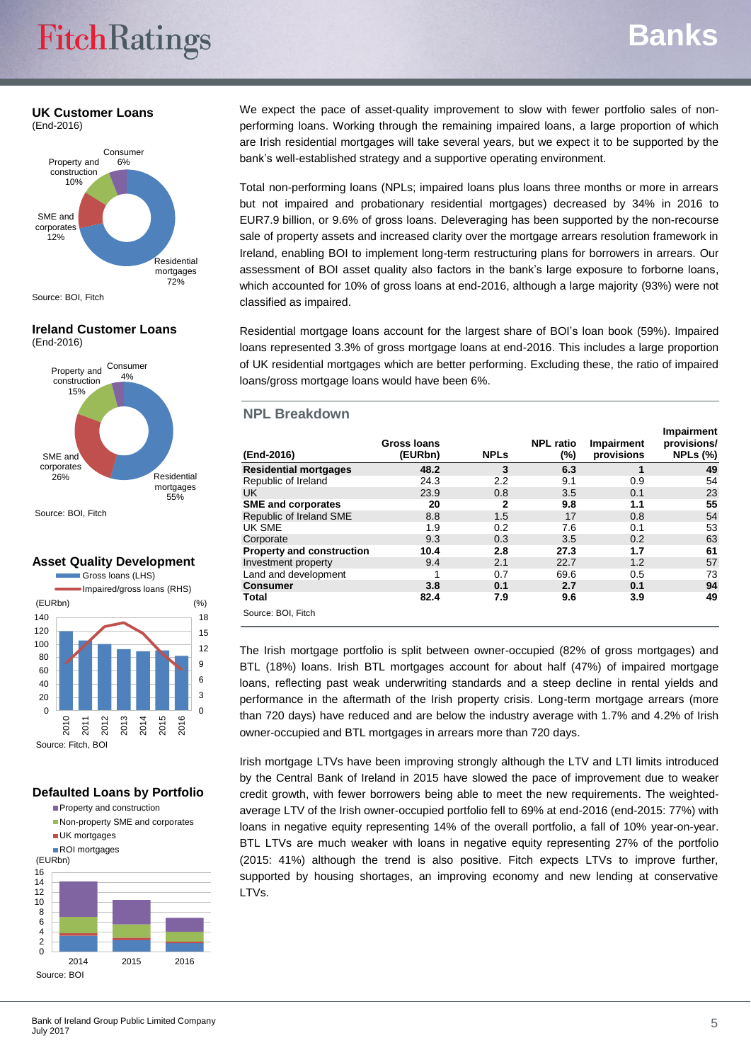## UK Customer Loans

(End-2016)

Consumer 6%
Property and construction 10%
SME and corporates 12%
Residential mortgages 72%

Source: BOI, Fitch

## Ireland Customer Loans

(End-2016)

Consumer 4%
Property and construction 15%
SME and corporates 26%
Residential mortgages 55%

Source: BOI, Fitch

## Asset Quality Development

Source: Fitch, BOI

## Defaulted Loans by Portfolio

Source: BOI

We expect the pace of asset-quality improvement to slow with fewer portfolio sales of non-performing loans. Working through the remaining impaired loans, a large proportion of which are Irish residential mortgages will take several years, but we expect it to be supported by the bank's well-established strategy and a supportive operating environment.

Total non-performing loans (NPLs; impaired loans plus loans three months or more in arrears but not impaired and probationary residential mortgages) decreased by 34% in 2016 to EUR7.9 billion, or 9.6% of gross loans. Deleveraging has been supported by the non-recourse sale of property assets and increased clarity over the mortgage arrears resolution framework in Ireland, enabling BOI to implement long-term restructuring plans for borrowers in arrears. Our assessment of BOI asset quality also factors in the bank's large exposure to forborne loans, which accounted for 10% of gross loans at end-2016, although a large majority (93%) were not classified as impaired.

Residential mortgage loans account for the largest share of BOI's loan book (59%). Impaired loans represented 3.3% of gross mortgage loans at end-2016. This includes a large proportion of UK residential mortgages which are better performing. Excluding these, the ratio of impaired loans/gross mortgage loans would have been 6%.

### NPL Breakdown

| (End-2016) | Gross loans (EURbn) | NPLs | NPL ratio (%) | Impairment provisions | Impairment provisions/ NPLs (%) |
|---|---|---|---|---|---|
| **Residential mortgages** | **48.2** | **3** | **6.3** | **1** | **49** |
| Republic of Ireland | 24.3 | 2.2 | 9.1 | 0.9 | 54 |
| UK | 23.9 | 0.8 | 3.5 | 0.1 | 23 |
| **SME and corporates** | **20** | **2** | **9.8** | **1.1** | **55** |
| Republic of Ireland SME | 8.8 | 1.5 | 17 | 0.8 | 54 |
| UK SME | 1.9 | 0.2 | 7.6 | 0.1 | 53 |
| Corporate | 9.3 | 0.3 | 3.5 | 0.2 | 63 |
| **Property and construction** | **10.4** | **2.8** | **27.3** | **1.7** | **61** |
| Investment property | 9.4 | 2.1 | 22.7 | 1.2 | 57 |
| Land and development | 1 | 0.7 | 69.6 | 0.5 | 73 |
| **Consumer** | **3.8** | **0.1** | **2.7** | **0.1** | **94** |
| **Total** | **82.4** | **7.9** | **9.6** | **3.9** | **49** |

Source: BOI, Fitch

The Irish mortgage portfolio is split between owner-occupied (82% of gross mortgages) and BTL (18%) loans. Irish BTL mortgages account for about half (47%) of impaired mortgage loans, reflecting past weak underwriting standards and a steep decline in rental yields and performance in the aftermath of the Irish property crisis. Long-term mortgage arrears (more than 720 days) have reduced and are below the industry average with 1.7% and 4.2% of Irish owner-occupied and BTL mortgages in arrears more than 720 days.

Irish mortgage LTVs have been improving strongly although the LTV and LTI limits introduced by the Central Bank of Ireland in 2015 have slowed the pace of improvement due to weaker credit growth, with fewer borrowers being able to meet the new requirements. The weighted-average LTV of the Irish owner-occupied portfolio fell to 69% at end-2016 (end-2015: 77%) with loans in negative equity representing 14% of the overall portfolio, a fall of 10% year-on-year. BTL LTVs are much weaker with loans in negative equity representing 27% of the portfolio (2015: 41%) although the trend is also positive. Fitch expects LTVs to improve further, supported by housing shortages, an improving economy and new lending at conservative LTVs.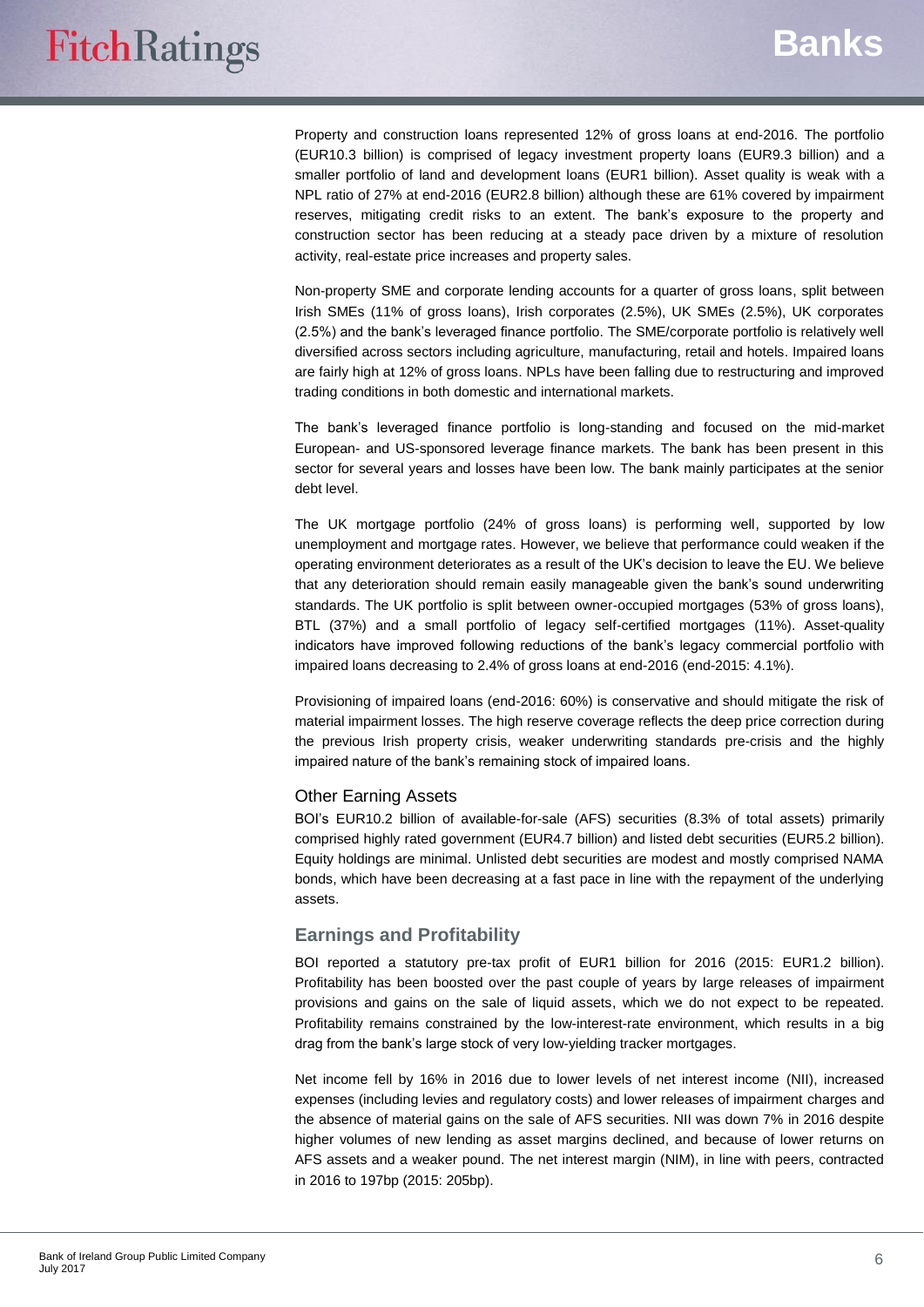Property and construction loans represented 12% of gross loans at end-2016. The portfolio (EUR10.3 billion) is comprised of legacy investment property loans (EUR9.3 billion) and a smaller portfolio of land and development loans (EUR1 billion). Asset quality is weak with a NPL ratio of 27% at end-2016 (EUR2.8 billion) although these are 61% covered by impairment reserves, mitigating credit risks to an extent. The bank's exposure to the property and construction sector has been reducing at a steady pace driven by a mixture of resolution activity, real-estate price increases and property sales.

Non-property SME and corporate lending accounts for a quarter of gross loans, split between Irish SMEs (11% of gross loans), Irish corporates (2.5%), UK SMEs (2.5%), UK corporates (2.5%) and the bank's leveraged finance portfolio. The SME/corporate portfolio is relatively well diversified across sectors including agriculture, manufacturing, retail and hotels. Impaired loans are fairly high at 12% of gross loans. NPLs have been falling due to restructuring and improved trading conditions in both domestic and international markets.

The bank's leveraged finance portfolio is long-standing and focused on the mid-market European- and US-sponsored leverage finance markets. The bank has been present in this sector for several years and losses have been low. The bank mainly participates at the senior debt level.

The UK mortgage portfolio (24% of gross loans) is performing well, supported by low unemployment and mortgage rates. However, we believe that performance could weaken if the operating environment deteriorates as a result of the UK's decision to leave the EU. We believe that any deterioration should remain easily manageable given the bank's sound underwriting standards. The UK portfolio is split between owner-occupied mortgages (53% of gross loans), BTL (37%) and a small portfolio of legacy self-certified mortgages (11%). Asset-quality indicators have improved following reductions of the bank's legacy commercial portfolio with impaired loans decreasing to 2.4% of gross loans at end-2016 (end-2015: 4.1%).

Provisioning of impaired loans (end-2016: 60%) is conservative and should mitigate the risk of material impairment losses. The high reserve coverage reflects the deep price correction during the previous Irish property crisis, weaker underwriting standards pre-crisis and the highly impaired nature of the bank's remaining stock of impaired loans.

### Other Earning Assets

BOI's EUR10.2 billion of available-for-sale (AFS) securities (8.3% of total assets) primarily comprised highly rated government (EUR4.7 billion) and listed debt securities (EUR5.2 billion). Equity holdings are minimal. Unlisted debt securities are modest and mostly comprised NAMA bonds, which have been decreasing at a fast pace in line with the repayment of the underlying assets.

## Earnings and Profitability

BOI reported a statutory pre-tax profit of EUR1 billion for 2016 (2015: EUR1.2 billion). Profitability has been boosted over the past couple of years by large releases of impairment provisions and gains on the sale of liquid assets, which we do not expect to be repeated. Profitability remains constrained by the low-interest-rate environment, which results in a big drag from the bank's large stock of very low-yielding tracker mortgages.

Net income fell by 16% in 2016 due to lower levels of net interest income (NII), increased expenses (including levies and regulatory costs) and lower releases of impairment charges and the absence of material gains on the sale of AFS securities. NII was down 7% in 2016 despite higher volumes of new lending as asset margins declined, and because of lower returns on AFS assets and a weaker pound. The net interest margin (NIM), in line with peers, contracted in 2016 to 197bp (2015: 205bp).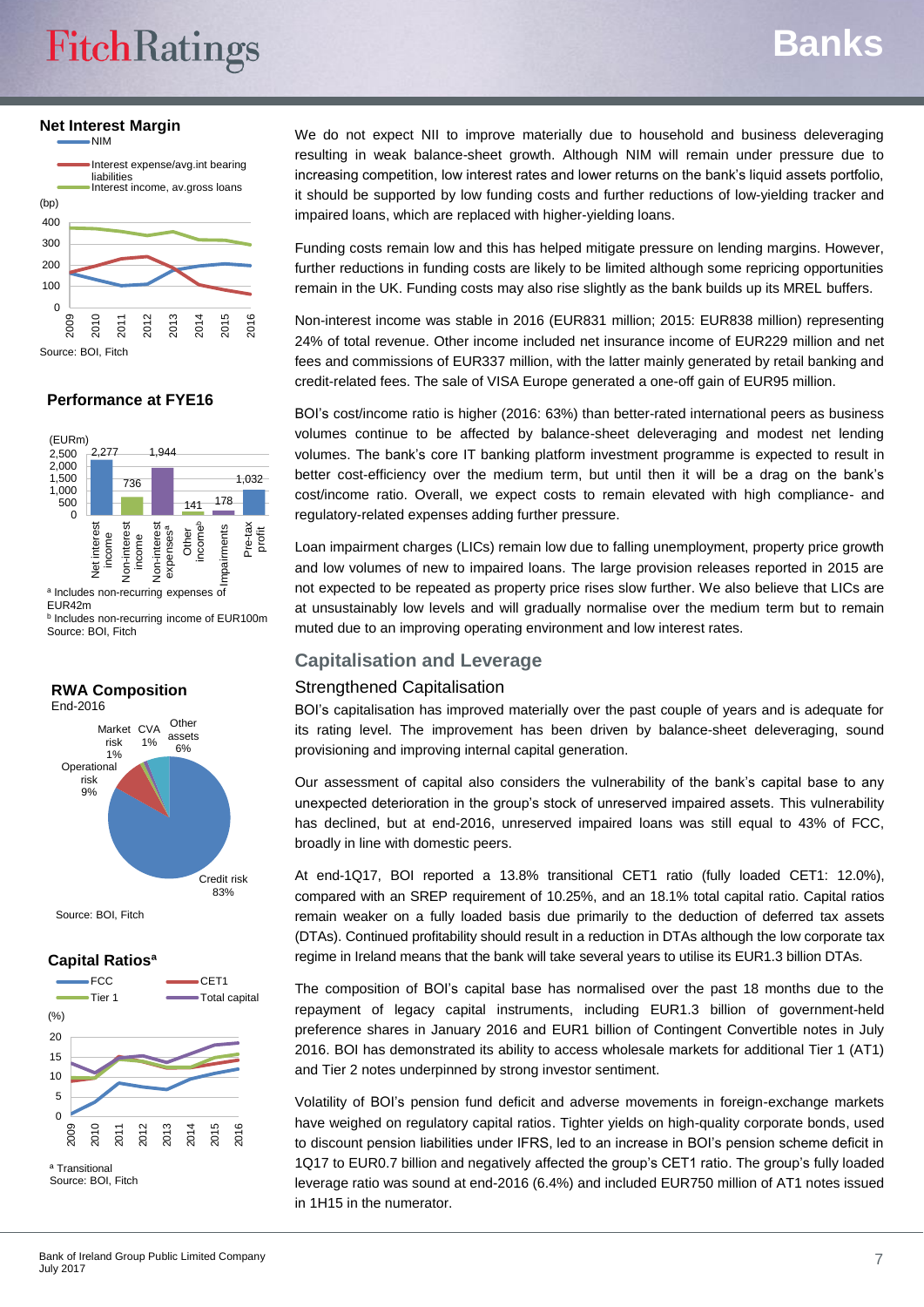### Net Interest Margin

(bp)

Source: BOI, Fitch

### Performance at FYE16

(EURm)

| Net interest income | Non-interest income | Non-interest expenses[a] | Other income[b] | Impairments | Pre-tax profit |
|---|---|---|---|---|---|
| 2,277 | 736 | 1,944 | 141 | 178 | 1,032 |

[a] Includes non-recurring expenses of EUR42m
[b] Includes non-recurring income of EUR100m
Source: BOI, Fitch

### RWA Composition

End-2016

| Component | Share |
|---|---|
| Credit risk | 83% |
| Operational risk | 9% |
| Market risk | 1% |
| CVA | 1% |
| Other assets | 6% |

Source: BOI, Fitch

### Capital Ratios[a]

(%)

[a] Transitional
Source: BOI, Fitch

We do not expect NII to improve materially due to household and business deleveraging resulting in weak balance-sheet growth. Although NIM will remain under pressure due to increasing competition, low interest rates and lower returns on the bank's liquid assets portfolio, it should be supported by low funding costs and further reductions of low-yielding tracker and impaired loans, which are replaced with higher-yielding loans.

Funding costs remain low and this has helped mitigate pressure on lending margins. However, further reductions in funding costs are likely to be limited although some repricing opportunities remain in the UK. Funding costs may also rise slightly as the bank builds up its MREL buffers.

Non-interest income was stable in 2016 (EUR831 million; 2015: EUR838 million) representing 24% of total revenue. Other income included net insurance income of EUR229 million and net fees and commissions of EUR337 million, with the latter mainly generated by retail banking and credit-related fees. The sale of VISA Europe generated a one-off gain of EUR95 million.

BOI's cost/income ratio is higher (2016: 63%) than better-rated international peers as business volumes continue to be affected by balance-sheet deleveraging and modest net lending volumes. The bank's core IT banking platform investment programme is expected to result in better cost-efficiency over the medium term, but until then it will be a drag on the bank's cost/income ratio. Overall, we expect costs to remain elevated with high compliance- and regulatory-related expenses adding further pressure.

Loan impairment charges (LICs) remain low due to falling unemployment, property price growth and low volumes of new to impaired loans. The large provision releases reported in 2015 are not expected to be repeated as property price rises slow further. We also believe that LICs are at unsustainably low levels and will gradually normalise over the medium term but to remain muted due to an improving operating environment and low interest rates.

## Capitalisation and Leverage

### Strengthened Capitalisation

BOI's capitalisation has improved materially over the past couple of years and is adequate for its rating level. The improvement has been driven by balance-sheet deleveraging, sound provisioning and improving internal capital generation.

Our assessment of capital also considers the vulnerability of the bank's capital base to any unexpected deterioration in the group's stock of unreserved impaired assets. This vulnerability has declined, but at end-2016, unreserved impaired loans was still equal to 43% of FCC, broadly in line with domestic peers.

At end-1Q17, BOI reported a 13.8% transitional CET1 ratio (fully loaded CET1: 12.0%), compared with an SREP requirement of 10.25%, and an 18.1% total capital ratio. Capital ratios remain weaker on a fully loaded basis due primarily to the deduction of deferred tax assets (DTAs). Continued profitability should result in a reduction in DTAs although the low corporate tax regime in Ireland means that the bank will take several years to utilise its EUR1.3 billion DTAs.

The composition of BOI's capital base has normalised over the past 18 months due to the repayment of legacy capital instruments, including EUR1.3 billion of government-held preference shares in January 2016 and EUR1 billion of Contingent Convertible notes in July 2016. BOI has demonstrated its ability to access wholesale markets for additional Tier 1 (AT1) and Tier 2 notes underpinned by strong investor sentiment.

Volatility of BOI's pension fund deficit and adverse movements in foreign-exchange markets have weighed on regulatory capital ratios. Tighter yields on high-quality corporate bonds, used to discount pension liabilities under IFRS, led to an increase in BOI's pension scheme deficit in 1Q17 to EUR0.7 billion and negatively affected the group's CET1 ratio. The group's fully loaded leverage ratio was sound at end-2016 (6.4%) and included EUR750 million of AT1 notes issued in 1H15 in the numerator.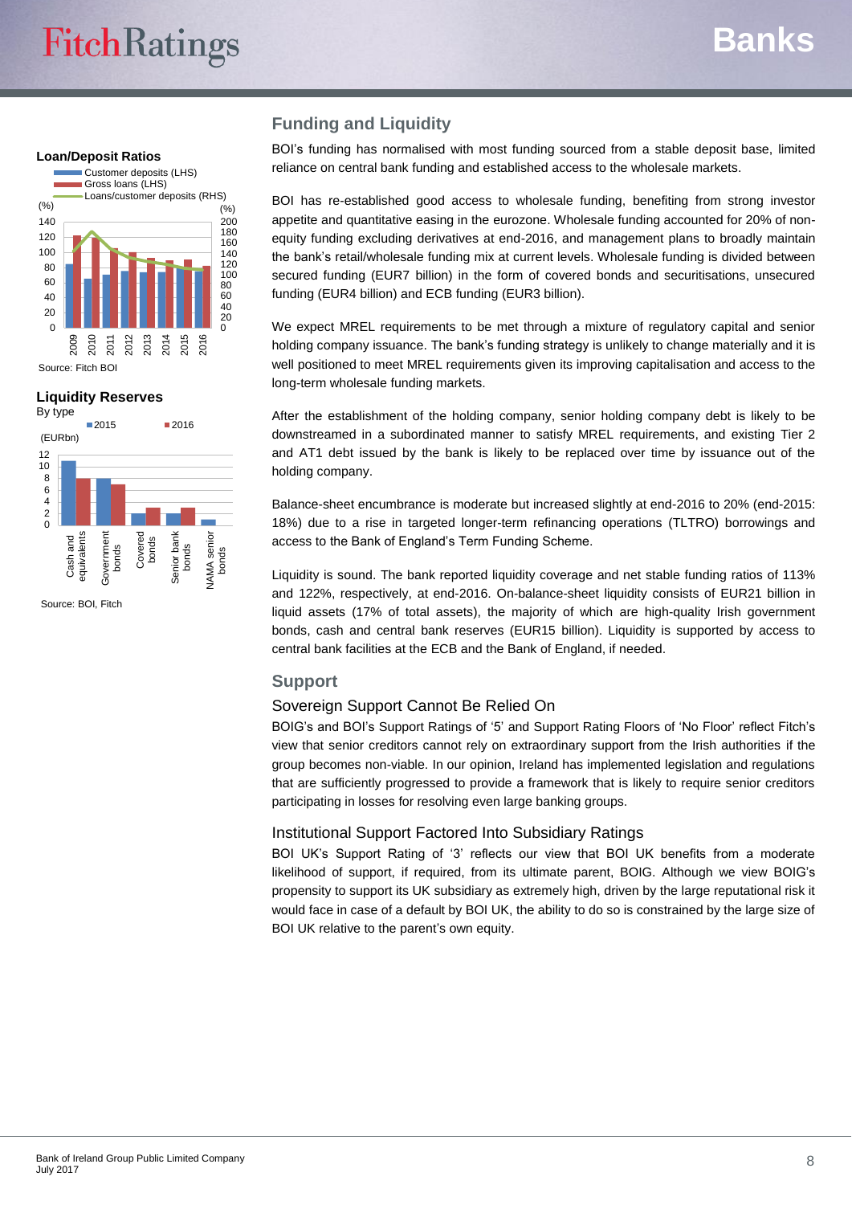## Loan/Deposit Ratios

Source: Fitch BOI

## Liquidity Reserves

By type

Source: BOI, Fitch

## Funding and Liquidity

BOI's funding has normalised with most funding sourced from a stable deposit base, limited reliance on central bank funding and established access to the wholesale markets.

BOI has re-established good access to wholesale funding, benefiting from strong investor appetite and quantitative easing in the eurozone. Wholesale funding accounted for 20% of non-equity funding excluding derivatives at end-2016, and management plans to broadly maintain the bank's retail/wholesale funding mix at current levels. Wholesale funding is divided between secured funding (EUR7 billion) in the form of covered bonds and securitisations, unsecured funding (EUR4 billion) and ECB funding (EUR3 billion).

We expect MREL requirements to be met through a mixture of regulatory capital and senior holding company issuance. The bank's funding strategy is unlikely to change materially and it is well positioned to meet MREL requirements given its improving capitalisation and access to the long-term wholesale funding markets.

After the establishment of the holding company, senior holding company debt is likely to be downstreamed in a subordinated manner to satisfy MREL requirements, and existing Tier 2 and AT1 debt issued by the bank is likely to be replaced over time by issuance out of the holding company.

Balance-sheet encumbrance is moderate but increased slightly at end-2016 to 20% (end-2015: 18%) due to a rise in targeted longer-term refinancing operations (TLTRO) borrowings and access to the Bank of England's Term Funding Scheme.

Liquidity is sound. The bank reported liquidity coverage and net stable funding ratios of 113% and 122%, respectively, at end-2016. On-balance-sheet liquidity consists of EUR21 billion in liquid assets (17% of total assets), the majority of which are high-quality Irish government bonds, cash and central bank reserves (EUR15 billion). Liquidity is supported by access to central bank facilities at the ECB and the Bank of England, if needed.

## Support

### Sovereign Support Cannot Be Relied On

BOIG's and BOI's Support Ratings of '5' and Support Rating Floors of 'No Floor' reflect Fitch's view that senior creditors cannot rely on extraordinary support from the Irish authorities if the group becomes non-viable. In our opinion, Ireland has implemented legislation and regulations that are sufficiently progressed to provide a framework that is likely to require senior creditors participating in losses for resolving even large banking groups.

### Institutional Support Factored Into Subsidiary Ratings

BOI UK's Support Rating of '3' reflects our view that BOI UK benefits from a moderate likelihood of support, if required, from its ultimate parent, BOIG. Although we view BOIG's propensity to support its UK subsidiary as extremely high, driven by the large reputational risk it would face in case of a default by BOI UK, the ability to do so is constrained by the large size of BOI UK relative to the parent's own equity.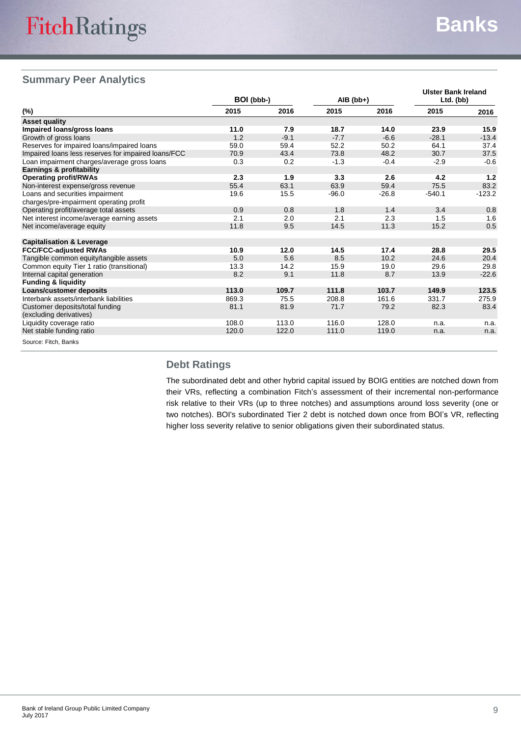## Summary Peer Analytics

| (%) | BOI (bbb-) 2015 | BOI (bbb-) 2016 | AIB (bb+) 2015 | AIB (bb+) 2016 | Ulster Bank Ireland Ltd. (bb) 2015 | Ulster Bank Ireland Ltd. (bb) 2016 |
|---|---|---|---|---|---|---|
| **Asset quality** | | | | | | |
| **Impaired loans/gross loans** | **11.0** | **7.9** | **18.7** | **14.0** | **23.9** | **15.9** |
| Growth of gross loans | 1.2 | -9.1 | -7.7 | -6.6 | -28.1 | -13.4 |
| Reserves for impaired loans/impaired loans | 59.0 | 59.4 | 52.2 | 50.2 | 64.1 | 37.4 |
| Impaired loans less reserves for impaired loans/FCC | 70.9 | 43.4 | 73.8 | 48.2 | 30.7 | 37.5 |
| Loan impairment charges/average gross loans | 0.3 | 0.2 | -1.3 | -0.4 | -2.9 | -0.6 |
| **Earnings & profitability** | | | | | | |
| **Operating profit/RWAs** | **2.3** | **1.9** | **3.3** | **2.6** | **4.2** | **1.2** |
| Non-interest expense/gross revenue | 55.4 | 63.1 | 63.9 | 59.4 | 75.5 | 83.2 |
| Loans and securities impairment charges/pre-impairment operating profit | 19.6 | 15.5 | -96.0 | -26.8 | -540.1 | -123.2 |
| Operating profit/average total assets | 0.9 | 0.8 | 1.8 | 1.4 | 3.4 | 0.8 |
| Net interest income/average earning assets | 2.1 | 2.0 | 2.1 | 2.3 | 1.5 | 1.6 |
| Net income/average equity | 11.8 | 9.5 | 14.5 | 11.3 | 15.2 | 0.5 |
| **Capitalisation & Leverage** | | | | | | |
| **FCC/FCC-adjusted RWAs** | **10.9** | **12.0** | **14.5** | **17.4** | **28.8** | **29.5** |
| Tangible common equity/tangible assets | 5.0 | 5.6 | 8.5 | 10.2 | 24.6 | 20.4 |
| Common equity Tier 1 ratio (transitional) | 13.3 | 14.2 | 15.9 | 19.0 | 29.6 | 29.8 |
| Internal capital generation | 8.2 | 9.1 | 11.8 | 8.7 | 13.9 | -22.6 |
| **Funding & liquidity** | | | | | | |
| **Loans/customer deposits** | **113.0** | **109.7** | **111.8** | **103.7** | **149.9** | **123.5** |
| Interbank assets/interbank liabilities | 869.3 | 75.5 | 208.8 | 161.6 | 331.7 | 275.9 |
| Customer deposits/total funding (excluding derivatives) | 81.1 | 81.9 | 71.7 | 79.2 | 82.3 | 83.4 |
| Liquidity coverage ratio | 108.0 | 113.0 | 116.0 | 128.0 | n.a. | n.a. |
| Net stable funding ratio | 120.0 | 122.0 | 111.0 | 119.0 | n.a. | n.a. |

Source: Fitch, Banks

## Debt Ratings

The subordinated debt and other hybrid capital issued by BOIG entities are notched down from their VRs, reflecting a combination Fitch's assessment of their incremental non-performance risk relative to their VRs (up to three notches) and assumptions around loss severity (one or two notches). BOI's subordinated Tier 2 debt is notched down once from BOI's VR, reflecting higher loss severity relative to senior obligations given their subordinated status.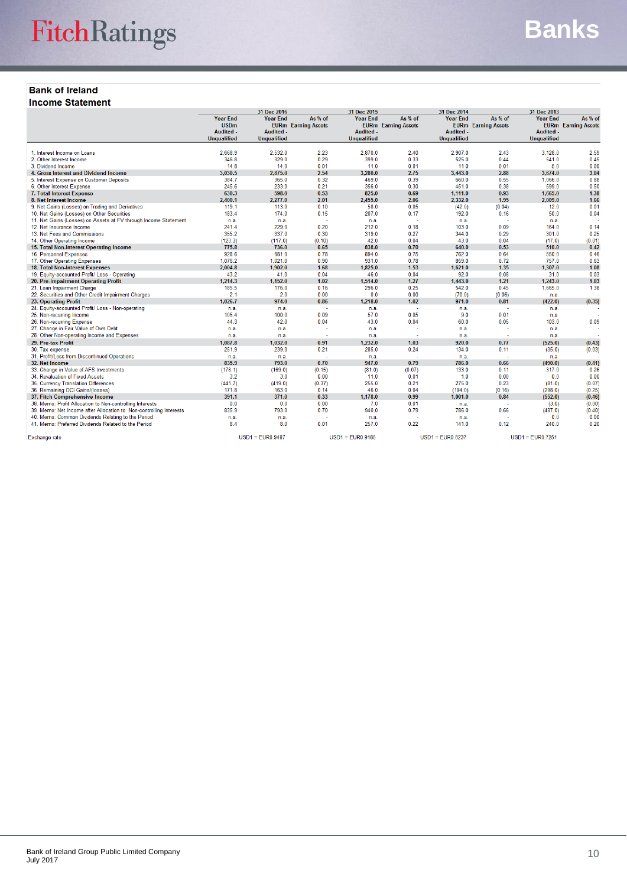## Bank of Ireland

### Income Statement

| | 31 Dec 2016 | | | 31 Dec 2015 | | 31 Dec 2014 | | 31 Dec 2013 | |
|---|---|---|---|---|---|---|---|---|---|
| | Year End USDm Audited - Unqualified | Year End EURm Audited - Unqualified | As % of Earning Assets | Year End EURm Audited - Unqualified | As % of Earning Assets | Year End EURm Audited - Unqualified | As % of Earning Assets | Year End EURm Audited - Unqualified | As % of Earning Assets |
| 1. Interest Income on Loans | 2,668.9 | 2,532.0 | 2.23 | 2,870.0 | 2.40 | 2,907.0 | 2.43 | 3,128.0 | 2.59 |
| 2. Other Interest Income | 346.8 | 329.0 | 0.29 | 399.0 | 0.33 | 525.0 | 0.44 | 541.0 | 0.45 |
| 3. Dividend Income | 14.8 | 14.0 | 0.01 | 11.0 | 0.01 | 11.0 | 0.01 | 5.0 | 0.00 |
| **4. Gross Interest and Dividend Income** | **3,030.5** | **2,875.0** | **2.54** | **3,280.0** | **2.75** | **3,443.0** | **2.88** | **3,674.0** | **3.04** |
| 5. Interest Expense on Customer Deposits | 384.7 | 365.0 | 0.32 | 469.0 | 0.39 | 660.0 | 0.55 | 1,066.0 | 0.88 |
| 6. Other Interest Expense | 245.6 | 233.0 | 0.21 | 356.0 | 0.30 | 451.0 | 0.38 | 599.0 | 0.50 |
| **7. Total Interest Expense** | **630.3** | **598.0** | **0.53** | **825.0** | **0.69** | **1,111.0** | **0.93** | **1,665.0** | **1.38** |
| **8. Net Interest Income** | **2,400.1** | **2,277.0** | **2.01** | **2,455.0** | **2.06** | **2,332.0** | **1.95** | **2,009.0** | **1.66** |
| 9. Net Gains (Losses) on Trading and Derivatives | 119.1 | 113.0 | 0.10 | 58.0 | 0.05 | (42.0) | (0.04) | 12.0 | 0.01 |
| 10. Net Gains (Losses) on Other Securities | 183.4 | 174.0 | 0.15 | 207.0 | 0.17 | 192.0 | 0.16 | 50.0 | 0.04 |
| 11. Net Gains (Losses) on Assets at FV through Income Statement | n.a. | n.a. | - | n.a. | - | n.a. | - | n.a. | - |
| 12. Net Insurance Income | 241.4 | 229.0 | 0.20 | 212.0 | 0.18 | 103.0 | 0.09 | 164.0 | 0.14 |
| 13. Net Fees and Commissions | 355.2 | 337.0 | 0.30 | 319.0 | 0.27 | 344.0 | 0.29 | 301.0 | 0.25 |
| 14. Other Operating Income | (123.3) | (117.0) | (0.10) | 42.0 | 0.04 | 43.0 | 0.04 | (17.0) | (0.01) |
| **15. Total Non-Interest Operating Income** | **775.8** | **736.0** | **0.65** | **838.0** | **0.70** | **640.0** | **0.53** | **510.0** | **0.42** |
| 16. Personnel Expenses | 928.6 | 881.0 | 0.78 | 894.0 | 0.75 | 762.0 | 0.64 | 550.0 | 0.46 |
| 17. Other Operating Expenses | 1,076.2 | 1,021.0 | 0.90 | 931.0 | 0.78 | 859.0 | 0.72 | 757.0 | 0.63 |
| **18. Total Non-Interest Expenses** | **2,004.8** | **1,902.0** | **1.68** | **1,825.0** | **1.53** | **1,621.0** | **1.35** | **1,307.0** | **1.08** |
| 19. Equity-accounted Profit/ Loss - Operating | 43.2 | 41.0 | 0.04 | 46.0 | 0.04 | 92.0 | 0.08 | 31.0 | 0.03 |
| **20. Pre-Impairment Operating Profit** | **1,214.3** | **1,152.0** | **1.02** | **1,514.0** | **1.27** | **1,443.0** | **1.21** | **1,243.0** | **1.03** |
| 21. Loan Impairment Charge | 185.5 | 176.0 | 0.16 | 296.0 | 0.25 | 542.0 | 0.45 | 1,665.0 | 1.38 |
| 22. Securities and Other Credit Impairment Charges | 2.1 | 2.0 | 0.00 | 0.0 | 0.00 | (70.0) | (0.06) | n.a. | - |
| **23. Operating Profit** | **1,026.7** | **974.0** | **0.86** | **1,218.0** | **1.02** | **971.0** | **0.81** | **(422.0)** | **(0.35)** |
| 24. Equity-accounted Profit/ Loss - Non-operating | n.a. | n.a. | - | n.a. | - | n.a. | - | n.a. | - |
| 25. Non-recurring Income | 105.4 | 100.0 | 0.09 | 57.0 | 0.05 | 9.0 | 0.01 | n.a. | - |
| 26. Non-recurring Expense | 44.3 | 42.0 | 0.04 | 43.0 | 0.04 | 60.0 | 0.05 | 103.0 | 0.09 |
| 27. Change in Fair Value of Own Debt | n.a. | n.a. | - | n.a. | - | n.a. | - | n.a. | - |
| 28. Other Non-operating Income and Expenses | n.a. | n.a. | - | n.a. | - | n.a. | - | n.a. | - |
| **29. Pre-tax Profit** | **1,087.8** | **1,032.0** | **0.91** | **1,232.0** | **1.03** | **920.0** | **0.77** | **(525.0)** | **(0.43)** |
| 30. Tax expense | 251.9 | 239.0 | 0.21 | 285.0 | 0.24 | 134.0 | 0.11 | (35.0) | (0.03) |
| 31. Profit/Loss from Discontinued Operations | n.a. | n.a. | - | n.a. | - | n.a. | - | n.a. | - |
| **32. Net Income** | **835.9** | **793.0** | **0.70** | **947.0** | **0.79** | **786.0** | **0.66** | **(490.0)** | **(0.41)** |
| 33. Change in Value of AFS Investments | (178.1) | (169.0) | (0.15) | (81.0) | (0.07) | 133.0 | 0.11 | 317.0 | 0.26 |
| 34. Revaluation of Fixed Assets | 3.2 | 3.0 | 0.00 | 11.0 | 0.01 | 1.0 | 0.00 | 0.0 | 0.00 |
| 35. Currency Translation Differences | (441.7) | (419.0) | (0.37) | 255.0 | 0.21 | 275.0 | 0.23 | (81.0) | (0.07) |
| 36. Remaining OCI Gains/(losses) | 171.8 | 163.0 | 0.14 | 46.0 | 0.04 | (194.0) | (0.16) | (298.0) | (0.25) |
| **37. Fitch Comprehensive Income** | **391.1** | **371.0** | **0.33** | **1,178.0** | **0.99** | **1,001.0** | **0.84** | **(552.0)** | **(0.46)** |
| 38. Memo: Profit Allocation to Non-controlling Interests | 0.0 | 0.0 | 0.00 | 7.0 | 0.01 | n.a. | - | (3.0) | (0.00) |
| 39. Memo: Net Income after Allocation to Non-controlling Interests | 835.9 | 793.0 | 0.70 | 940.0 | 0.79 | 786.0 | 0.66 | (487.0) | (0.40) |
| 40. Memo: Common Dividends Relating to the Period | n.a. | n.a. | - | n.a. | - | n.a. | - | 0.0 | 0.00 |
| 41. Memo: Preferred Dividends Related to the Period | 8.4 | 8.0 | 0.01 | 257.0 | 0.22 | 141.0 | 0.12 | 240.0 | 0.20 |
| Exchange rate | | USD1 = EUR0.9487 | | USD1 = EUR0.9185 | | USD1 = EUR0.8237 | | USD1 = EUR0.7251 | |

Bank of Ireland Group Public Limited Company
July 2017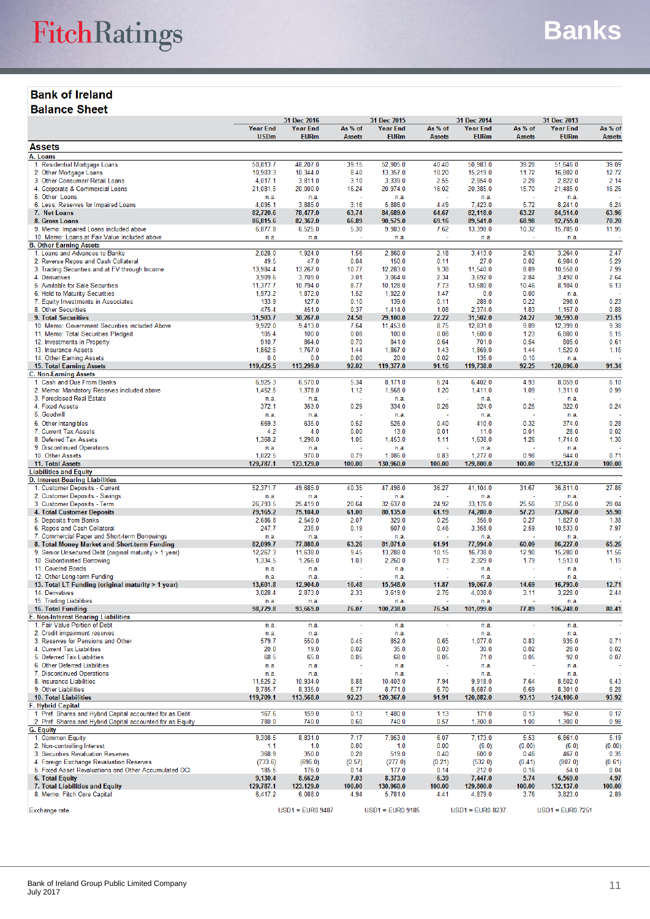## Bank of Ireland

## Balance Sheet

| | 31 Dec 2016 | | | 31 Dec 2015 | | 31 Dec 2014 | | 31 Dec 2013 | |
|---|---|---|---|---|---|---|---|---|---|
| | Year End USDm | Year End EURm | As % of Assets | Year End EURm | As % of Assets | Year End EURm | As % of Assets | Year End EURm | As % of Assets |
| **Assets** | | | | | | | | | |
| **A. Loans** | | | | | | | | | |
| 1. Residential Mortgage Loans | 50,813.7 | 48,207.0 | 39.15 | 52,905.0 | 40.40 | 50,983.0 | 39.28 | 51,646.0 | 39.09 |
| 2. Other Mortgage Loans | 10,903.3 | 10,344.0 | 8.40 | 13,357.0 | 10.20 | 15,219.0 | 11.72 | 16,802.0 | 12.72 |
| 3. Other Consumer/ Retail Loans | 4,017.1 | 3,811.0 | 3.10 | 3,339.0 | 2.55 | 2,954.0 | 2.28 | 2,822.0 | 2.14 |
| 4. Corporate & Commercial Loans | 21,081.5 | 20,000.0 | 16.24 | 20,974.0 | 16.02 | 20,385.0 | 15.70 | 21,485.0 | 16.26 |
| 5. Other Loans | n.a. | n.a. | - | n.a. | - | n.a. | - | n.a. | - |
| 6. Less: Reserves for Impaired Loans | 4,095.1 | 3,885.0 | 3.16 | 5,886.0 | 4.49 | 7,423.0 | 5.72 | 8,241.0 | 6.24 |
| **7. Net Loans** | **82,720.6** | **78,477.0** | **63.74** | **84,689.0** | **64.67** | **82,118.0** | **63.27** | **84,514.0** | **63.96** |
| **8. Gross Loans** | **86,815.6** | **82,362.0** | **66.89** | **90,575.0** | **69.16** | **89,541.0** | **68.98** | **92,755.0** | **70.20** |
| 9. Memo: Impaired Loans included above | 6,877.8 | 6,525.0 | 5.30 | 9,983.0 | 7.62 | 13,398.0 | 10.32 | 15,785.0 | 11.95 |
| 10. Memo: Loans at Fair Value included above | n.a. | n.a. | - | n.a. | - | n.a. | - | n.a. | - |
| **B. Other Earning Assets** | | | | | | | | | |
| 1. Loans and Advances to Banks | 2,028.0 | 1,924.0 | 1.56 | 2,860.0 | 2.18 | 3,413.0 | 2.63 | 3,264.0 | 2.47 |
| 2. Reverse Repos and Cash Collateral | 49.5 | 47.0 | 0.04 | 150.0 | 0.11 | 27.0 | 0.02 | 6,984.0 | 5.29 |
| 3. Trading Securities and at FV through Income | 13,984.4 | 13,267.0 | 10.77 | 12,283.0 | 9.38 | 11,540.0 | 8.89 | 10,558.0 | 7.99 |
| 4. Derivatives | 3,909.6 | 3,709.0 | 3.01 | 3,064.0 | 2.34 | 3,692.0 | 2.84 | 3,492.0 | 2.64 |
| 5. Available for Sale Securities | 11,377.7 | 10,794.0 | 8.77 | 10,128.0 | 7.73 | 13,580.0 | 10.46 | 8,104.0 | 6.13 |
| 6. Held to Maturity Securities | 1,973.2 | 1,872.0 | 1.52 | 1,922.0 | 1.47 | 0.0 | 0.00 | n.a. | - |
| 7. Equity Investments in Associates | 133.9 | 127.0 | 0.10 | 139.0 | 0.11 | 289.0 | 0.22 | 298.0 | 0.23 |
| 8. Other Securities | 475.4 | 451.0 | 0.37 | 1,414.0 | 1.08 | 2,374.0 | 1.83 | 1,157.0 | 0.88 |
| **9. Total Securities** | **31,903.7** | **30,267.0** | **24.58** | **29,100.0** | **22.22** | **31,502.0** | **24.27** | **30,593.0** | **23.15** |
| 10. Memo: Government Securities included Above | 9,922.0 | 9,413.0 | 7.64 | 11,453.0 | 8.75 | 12,831.0 | 9.89 | 12,399.0 | 9.38 |
| 11. Memo: Total Securities Pledged | 105.4 | 100.0 | 0.08 | 100.0 | 0.08 | 1,600.0 | 1.23 | 6,800.0 | 5.15 |
| 12. Investments in Property | 910.7 | 864.0 | 0.70 | 841.0 | 0.64 | 701.0 | 0.54 | 805.0 | 0.61 |
| 13. Insurance Assets | 1,862.5 | 1,767.0 | 1.44 | 1,867.0 | 1.43 | 1,869.0 | 1.44 | 1,520.0 | 1.15 |
| 14. Other Earning Assets | 0.0 | 0.0 | 0.00 | 20.0 | 0.02 | 135.0 | 0.10 | n.a. | - |
| **15. Total Earning Assets** | **119,425.5** | **113,299.0** | **92.02** | **119,377.0** | **91.16** | **119,738.0** | **92.25** | **120,696.0** | **91.34** |
| **C. Non-Earning Assets** | | | | | | | | | |
| 1. Cash and Due From Banks | 6,925.3 | 6,570.0 | 5.34 | 8,171.0 | 6.24 | 6,402.0 | 4.93 | 8,059.0 | 6.10 |
| 2. Memo: Mandatory Reserves included above | 1,452.5 | 1,378.0 | 1.12 | 1,568.0 | 1.20 | 1,411.0 | 1.09 | 1,311.0 | 0.99 |
| 3. Foreclosed Real Estate | n.a. | n.a. | - | n.a. | - | n.a. | - | n.a. | - |
| 4. Fixed Assets | 372.1 | 353.0 | 0.29 | 334.0 | 0.26 | 324.0 | 0.25 | 322.0 | 0.24 |
| 5. Goodwill | n.a. | n.a. | - | n.a. | - | n.a. | - | n.a. | - |
| 6. Other Intangibles | 669.3 | 635.0 | 0.52 | 526.0 | 0.40 | 410.0 | 0.32 | 374.0 | 0.28 |
| 7. Current Tax Assets | 4.2 | 4.0 | 0.00 | 13.0 | 0.01 | 11.0 | 0.01 | 28.0 | 0.02 |
| 8. Deferred Tax Assets | 1,368.2 | 1,298.0 | 1.05 | 1,453.0 | 1.11 | 1,638.0 | 1.26 | 1,714.0 | 1.30 |
| 9. Discontinued Operations | n.a. | n.a. | - | n.a. | - | n.a. | - | n.a. | - |
| 10. Other Assets | 1,022.5 | 970.0 | 0.79 | 1,086.0 | 0.83 | 1,277.0 | 0.98 | 944.0 | 0.71 |
| **11. Total Assets** | **129,787.1** | **123,129.0** | **100.00** | **130,960.0** | **100.00** | **129,800.0** | **100.00** | **132,137.0** | **100.00** |
| **Liabilities and Equity** | | | | | | | | | |
| **D. Interest-Bearing Liabilities** | | | | | | | | | |
| 1. Customer Deposits - Current | 52,371.7 | 49,685.0 | 40.35 | 47,498.0 | 36.27 | 41,104.0 | 31.67 | 36,811.0 | 27.86 |
| 2. Customer Deposits - Savings | n.a. | n.a. | - | n.a. | - | n.a. | - | n.a. | - |
| 3. Customer Deposits - Term | 26,793.5 | 25,419.0 | 20.64 | 32,637.0 | 24.92 | 33,176.0 | 25.56 | 37,056.0 | 28.04 |
| **4. Total Customer Deposits** | **79,165.2** | **75,104.0** | **61.00** | **80,135.0** | **61.19** | **74,280.0** | **57.23** | **73,867.0** | **55.90** |
| 5. Deposits from Banks | 2,686.8 | 2,549.0 | 2.07 | 329.0 | 0.25 | 356.0 | 0.27 | 1,827.0 | 1.38 |
| 6. Repos and Cash Collateral | 247.7 | 235.0 | 0.19 | 607.0 | 0.46 | 3,358.0 | 2.59 | 10,533.0 | 7.97 |
| 7. Commercial Paper and Short-term Borrowings | n.a. | n.a. | - | n.a. | - | n.a. | - | n.a. | - |
| **8. Total Money Market and Short-term Funding** | **82,099.7** | **77,888.0** | **63.26** | **81,071.0** | **61.91** | **77,994.0** | **60.09** | **86,227.0** | **65.26** |
| 9. Senior Unsecured Debt (original maturity > 1 year) | 12,267.3 | 11,638.0 | 9.45 | 13,288.0 | 10.15 | 16,738.0 | 12.90 | 15,280.0 | 11.56 |
| 10. Subordinated Borrowing | 1,334.5 | 1,266.0 | 1.03 | 2,260.0 | 1.73 | 2,329.0 | 1.79 | 1,513.0 | 1.15 |
| 11. Covered Bonds | n.a. | n.a. | - | n.a. | - | n.a. | - | n.a. | - |
| 12. Other Long-term Funding | n.a. | n.a. | - | n.a. | - | n.a. | - | n.a. | - |
| **13. Total LT Funding (original maturity > 1 year)** | **13,601.8** | **12,904.0** | **10.48** | **15,548.0** | **11.87** | **19,067.0** | **14.69** | **16,793.0** | **12.71** |
| 14. Derivatives | 3,028.4 | 2,873.0 | 2.33 | 3,619.0 | 2.76 | 4,038.0 | 3.11 | 3,228.0 | 2.44 |
| 15. Trading Liabilities | n.a. | n.a. | - | n.a. | - | n.a. | - | n.a. | - |
| **16. Total Funding** | **98,729.8** | **93,665.0** | **76.07** | **100,238.0** | **76.54** | **101,099.0** | **77.89** | **106,248.0** | **80.41** |
| **E. Non-Interest Bearing Liabilities** | | | | | | | | | |
| 1. Fair Value Portion of Debt | n.a. | n.a. | - | n.a. | - | n.a. | - | n.a. | - |
| 2. Credit impairment reserves | n.a. | n.a. | - | n.a. | - | n.a. | - | n.a. | - |
| 3. Reserves for Pensions and Other | 579.7 | 550.0 | 0.45 | 852.0 | 0.65 | 1,077.0 | 0.83 | 935.0 | 0.71 |
| 4. Current Tax Liabilities | 20.0 | 19.0 | 0.02 | 35.0 | 0.03 | 30.0 | 0.02 | 28.0 | 0.02 |
| 5. Deferred Tax Liabilities | 68.5 | 65.0 | 0.05 | 68.0 | 0.05 | 71.0 | 0.05 | 92.0 | 0.07 |
| 6. Other Deferred Liabilities | n.a. | n.a. | - | n.a. | - | n.a. | - | n.a. | - |
| 7. Discontinued Operations | n.a. | n.a. | - | n.a. | - | n.a. | - | n.a. | - |
| 8. Insurance Liabilities | 11,525.2 | 10,934.0 | 8.88 | 10,403.0 | 7.94 | 9,918.0 | 7.64 | 8,502.0 | 6.43 |
| 9. Other Liabilities | 8,785.7 | 8,335.0 | 6.77 | 8,771.0 | 6.70 | 8,687.0 | 6.69 | 8,301.0 | 6.28 |
| **10. Total Liabilities** | **119,709.1** | **113,568.0** | **92.23** | **120,367.0** | **91.91** | **120,882.0** | **93.13** | **124,106.0** | **93.92** |
| **F. Hybrid Capital** | | | | | | | | | |
| 1. Pref. Shares and Hybrid Capital accounted for as Debt | 167.6 | 159.0 | 0.13 | 1,480.0 | 1.13 | 171.0 | 0.13 | 162.0 | 0.12 |
| 2. Pref. Shares and Hybrid Capital accounted for as Equity | 780.0 | 740.0 | 0.60 | 740.0 | 0.57 | 1,300.0 | 1.00 | 1,300.0 | 0.98 |
| **G. Equity** | | | | | | | | | |
| 1. Common Equity | 9,308.5 | 8,831.0 | 7.17 | 7,953.0 | 6.07 | 7,173.0 | 5.53 | 6,861.0 | 5.19 |
| 2. Non-controlling Interest | 1.1 | 1.0 | 0.00 | 1.0 | 0.00 | (6.0) | (0.00) | (6.0) | (0.00) |
| 3. Securities Revaluation Reserves | 368.9 | 350.0 | 0.28 | 519.0 | 0.40 | 600.0 | 0.46 | 467.0 | 0.35 |
| 4. Foreign Exchange Revaluation Reserves | (733.6) | (696.0) | (0.57) | (277.0) | (0.21) | (532.0) | (0.41) | (807.0) | (0.61) |
| 5. Fixed Asset Revaluations and Other Accumulated OCI | 185.5 | 176.0 | 0.14 | 177.0 | 0.14 | 212.0 | 0.16 | 54.0 | 0.04 |
| **6. Total Equity** | **9,130.4** | **8,662.0** | **7.03** | **8,373.0** | **6.39** | **7,447.0** | **5.74** | **6,569.0** | **4.97** |
| **7. Total Liabilities and Equity** | **129,787.1** | **123,129.0** | **100.00** | **130,960.0** | **100.00** | **129,800.0** | **100.00** | **132,137.0** | **100.00** |
| 8. Memo: Fitch Core Capital | 6,417.2 | 6,088.0 | 4.94 | 5,781.0 | 4.41 | 4,879.0 | 3.76 | 3,823.0 | 2.89 |
| Exchange rate | | USD1 = EUR0.9487 | | USD1 = EUR0.9185 | | USD1 = EUR0.8237 | | USD1 = EUR0.7251 | |

Bank of Ireland Group Public Limited Company
July 2017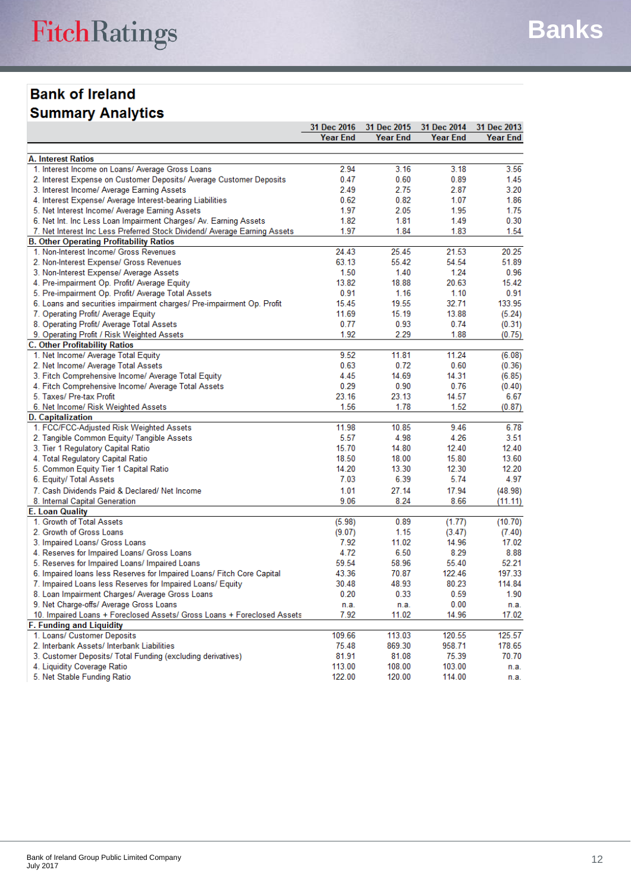## Bank of Ireland
## Summary Analytics

| | 31 Dec 2016 Year End | 31 Dec 2015 Year End | 31 Dec 2014 Year End | 31 Dec 2013 Year End |
|---|---|---|---|---|
| **A. Interest Ratios** | | | | |
| 1. Interest Income on Loans/ Average Gross Loans | 2.94 | 3.16 | 3.18 | 3.56 |
| 2. Interest Expense on Customer Deposits/ Average Customer Deposits | 0.47 | 0.60 | 0.89 | 1.45 |
| 3. Interest Income/ Average Earning Assets | 2.49 | 2.75 | 2.87 | 3.20 |
| 4. Interest Expense/ Average Interest-bearing Liabilities | 0.62 | 0.82 | 1.07 | 1.86 |
| 5. Net Interest Income/ Average Earning Assets | 1.97 | 2.05 | 1.95 | 1.75 |
| 6. Net Int. Inc Less Loan Impairment Charges/ Av. Earning Assets | 1.82 | 1.81 | 1.49 | 0.30 |
| 7. Net Interest Inc Less Preferred Stock Dividend/ Average Earning Assets | 1.97 | 1.84 | 1.83 | 1.54 |
| **B. Other Operating Profitability Ratios** | | | | |
| 1. Non-Interest Income/ Gross Revenues | 24.43 | 25.45 | 21.53 | 20.25 |
| 2. Non-Interest Expense/ Gross Revenues | 63.13 | 55.42 | 54.54 | 51.89 |
| 3. Non-Interest Expense/ Average Assets | 1.50 | 1.40 | 1.24 | 0.96 |
| 4. Pre-impairment Op. Profit/ Average Equity | 13.82 | 18.88 | 20.63 | 15.42 |
| 5. Pre-impairment Op. Profit/ Average Total Assets | 0.91 | 1.16 | 1.10 | 0.91 |
| 6. Loans and securities impairment charges/ Pre-impairment Op. Profit | 15.45 | 19.55 | 32.71 | 133.95 |
| 7. Operating Profit/ Average Equity | 11.69 | 15.19 | 13.88 | (5.24) |
| 8. Operating Profit/ Average Total Assets | 0.77 | 0.93 | 0.74 | (0.31) |
| 9. Operating Profit / Risk Weighted Assets | 1.92 | 2.29 | 1.88 | (0.75) |
| **C. Other Profitability Ratios** | | | | |
| 1. Net Income/ Average Total Equity | 9.52 | 11.81 | 11.24 | (6.08) |
| 2. Net Income/ Average Total Assets | 0.63 | 0.72 | 0.60 | (0.36) |
| 3. Fitch Comprehensive Income/ Average Total Equity | 4.45 | 14.69 | 14.31 | (6.85) |
| 4. Fitch Comprehensive Income/ Average Total Assets | 0.29 | 0.90 | 0.76 | (0.40) |
| 5. Taxes/ Pre-tax Profit | 23.16 | 23.13 | 14.57 | 6.67 |
| 6. Net Income/ Risk Weighted Assets | 1.56 | 1.78 | 1.52 | (0.87) |
| **D. Capitalization** | | | | |
| 1. FCC/FCC-Adjusted Risk Weighted Assets | 11.98 | 10.85 | 9.46 | 6.78 |
| 2. Tangible Common Equity/ Tangible Assets | 5.57 | 4.98 | 4.26 | 3.51 |
| 3. Tier 1 Regulatory Capital Ratio | 15.70 | 14.80 | 12.40 | 12.40 |
| 4. Total Regulatory Capital Ratio | 18.50 | 18.00 | 15.80 | 13.60 |
| 5. Common Equity Tier 1 Capital Ratio | 14.20 | 13.30 | 12.30 | 12.20 |
| 6. Equity/ Total Assets | 7.03 | 6.39 | 5.74 | 4.97 |
| 7. Cash Dividends Paid & Declared/ Net Income | 1.01 | 27.14 | 17.94 | (48.98) |
| 8. Internal Capital Generation | 9.06 | 8.24 | 8.66 | (11.11) |
| **E. Loan Quality** | | | | |
| 1. Growth of Total Assets | (5.98) | 0.89 | (1.77) | (10.70) |
| 2. Growth of Gross Loans | (9.07) | 1.15 | (3.47) | (7.40) |
| 3. Impaired Loans/ Gross Loans | 7.92 | 11.02 | 14.96 | 17.02 |
| 4. Reserves for Impaired Loans/ Gross Loans | 4.72 | 6.50 | 8.29 | 8.88 |
| 5. Reserves for Impaired Loans/ Impaired Loans | 59.54 | 58.96 | 55.40 | 52.21 |
| 6. Impaired loans less Reserves for Impaired Loans/ Fitch Core Capital | 43.36 | 70.87 | 122.46 | 197.33 |
| 7. Impaired Loans less Reserves for Impaired Loans/ Equity | 30.48 | 48.93 | 80.23 | 114.84 |
| 8. Loan Impairment Charges/ Average Gross Loans | 0.20 | 0.33 | 0.59 | 1.90 |
| 9. Net Charge-offs/ Average Gross Loans | n.a. | n.a. | 0.00 | n.a. |
| 10. Impaired Loans + Foreclosed Assets/ Gross Loans + Foreclosed Assets | 7.92 | 11.02 | 14.96 | 17.02 |
| **F. Funding and Liquidity** | | | | |
| 1. Loans/ Customer Deposits | 109.66 | 113.03 | 120.55 | 125.57 |
| 2. Interbank Assets/ Interbank Liabilities | 75.48 | 869.30 | 958.71 | 178.65 |
| 3. Customer Deposits/ Total Funding (excluding derivatives) | 81.91 | 81.08 | 75.39 | 70.70 |
| 4. Liquidity Coverage Ratio | 113.00 | 108.00 | 103.00 | n.a. |
| 5. Net Stable Funding Ratio | 122.00 | 120.00 | 114.00 | n.a. |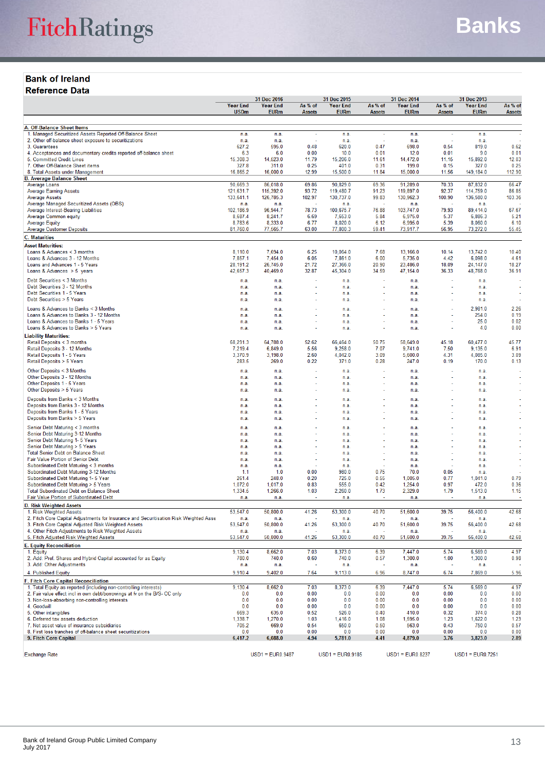# Bank of Ireland

## Reference Data

| | 31 Dec 2016 Year End USDm | 31 Dec 2016 Year End EURm | As % of Assets | 31 Dec 2015 Year End EURm | As % of Assets | 31 Dec 2014 Year End EURm | As % of Assets | 31 Dec 2013 Year End EURm | As % of Assets |
|---|---|---|---|---|---|---|---|---|---|
| **A. Off-Balance Sheet Items** | | | | | | | | | |
| 1. Managed Securitized Assets Reported Off-Balance Sheet | n.a. | n.a. | - | n.a. | - | n.a. | - | n.a. | - |
| 2. Other off-balance sheet exposure to securitizations | n.a. | n.a. | - | n.a. | - | n.a. | - | n.a. | - |
| 3. Guarantees | 627.2 | 595.0 | 0.48 | 620.0 | 0.47 | 698.0 | 0.54 | 819.0 | 0.62 |
| 4. Acceptances and documentary credits reported off-balance sheet | 6.3 | 6.0 | 0.00 | 10.0 | 0.01 | 12.0 | 0.01 | 9.0 | 0.01 |
| 5. Committed Credit Lines | 15,308.3 | 14,523.0 | 11.79 | 15,206.0 | 11.61 | 14,472.0 | 11.15 | 15,892.0 | 12.03 |
| 7. Other Off-Balance Sheet items | 327.8 | 311.0 | 0.25 | 401.0 | 0.31 | 199.0 | 0.15 | 327.0 | 0.25 |
| 8. Total Assets under Management | 16,865.2 | 16,000.0 | 12.99 | 15,500.0 | 11.84 | 15,000.0 | 11.56 | 149,184.0 | 112.90 |
| **B. Average Balance Sheet** | | | | | | | | | |
| Average Loans | 90,669.3 | 86,018.0 | 69.86 | 90,829.0 | 69.36 | 91,289.0 | 70.33 | 87,832.0 | 66.47 |
| Average Earning Assets | 121,631.7 | 115,392.0 | 93.72 | 119,480.7 | 91.23 | 119,897.0 | 92.37 | 114,759.0 | 86.85 |
| Average Assets | 133,641.1 | 126,785.3 | 102.97 | 130,737.0 | 99.83 | 130,962.3 | 100.90 | 136,580.0 | 103.36 |
| Average Managed Securitized Assets (OBS) | n.a. | n.a. | - | n.a. | - | n.a. | - | n.a. | - |
| Average Interest-Bearing Liabilities | 102,186.9 | 96,944.7 | 78.73 | 100,675.7 | 76.88 | 103,747.0 | 79.93 | 89,414.0 | 67.67 |
| Average Common equity | 8,687.4 | 8,241.7 | 6.69 | 7,653.0 | 5.84 | 6,975.0 | 5.37 | 6,886.3 | 5.21 |
| Average Equity | 8,783.6 | 8,333.0 | 6.77 | 8,020.0 | 6.12 | 6,995.0 | 5.39 | 8,060.0 | 6.10 |
| Average Customer Deposits | 81,760.0 | 77,565.7 | 63.00 | 77,800.3 | 59.41 | 73,917.7 | 56.95 | 73,272.0 | 55.45 |
| **C. Maturities** | | | | | | | | | |
| **Asset Maturities:** | | | | | | | | | |
| Loans & Advances < 3 months | 8,110.0 | 7,694.0 | 6.25 | 10,064.0 | 7.68 | 13,166.0 | 10.14 | 13,742.0 | 10.40 |
| Loans & Advances 3 - 12 Months | 7,857.1 | 7,454.0 | 6.05 | 7,861.0 | 6.00 | 5,735.0 | 4.42 | 6,098.0 | 4.61 |
| Loans and Advances 1 - 5 Years | 28,191.2 | 26,745.0 | 21.72 | 27,366.0 | 20.90 | 23,486.0 | 18.09 | 24,147.0 | 18.27 |
| Loans & Advances > 5 years | 42,657.3 | 40,469.0 | 32.87 | 45,304.0 | 34.59 | 47,154.0 | 36.33 | 48,768.0 | 36.91 |
| Debt Securities < 3 Months | n.a. | n.a. | - | n.a. | - | n.a. | - | n.a. | - |
| Debt Securities 3 - 12 Months | n.a. | n.a. | - | n.a. | - | n.a. | - | n.a. | - |
| Debt Securities 1 - 5 Years | n.a. | n.a. | - | n.a. | - | n.a. | - | n.a. | - |
| Debt Securities > 5 Years | n.a. | n.a. | - | n.a. | - | n.a. | - | n.a. | - |
| Loans & Advances to Banks < 3 Months | n.a. | n.a. | - | n.a. | - | n.a. | - | 2,981.0 | 2.26 |
| Loans & Advances to Banks 3 - 12 Months | n.a. | n.a. | - | n.a. | - | n.a. | - | 254.0 | 0.19 |
| Loans & Advances to Banks 1 - 5 Years | n.a. | n.a. | - | n.a. | - | n.a. | - | 25.0 | 0.02 |
| Loans & Advances to Banks > 5 Years | n.a. | n.a. | - | n.a. | - | n.a. | - | 4.0 | 0.00 |
| **Liability Maturities:** | | | | | | | | | |
| Retail Deposits < 3 months | 68,291.3 | 64,788.0 | 52.62 | 66,464.0 | 50.75 | 58,649.0 | 45.18 | 60,477.0 | 45.77 |
| Retail Deposits 3 - 12 Months | 7,219.4 | 6,849.0 | 5.56 | 9,258.0 | 7.07 | 9,741.0 | 7.50 | 9,135.0 | 6.91 |
| Retail Deposits 1 - 5 Years | 3,370.9 | 3,198.0 | 2.60 | 4,042.0 | 3.09 | 5,600.0 | 4.31 | 4,085.0 | 3.09 |
| Retail Deposits > 5 Years | 283.5 | 269.0 | 0.22 | 371.0 | 0.28 | 247.0 | 0.19 | 170.0 | 0.13 |
| Other Deposits < 3 Months | n.a. | n.a. | - | n.a. | - | n.a. | - | n.a. | - |
| Other Deposits 3 - 12 Months | n.a. | n.a. | - | n.a. | - | n.a. | - | n.a. | - |
| Other Deposits 1 - 5 Years | n.a. | n.a. | - | n.a. | - | n.a. | - | n.a. | - |
| Other Deposits > 5 Years | n.a. | n.a. | - | n.a. | - | n.a. | - | n.a. | - |
| Deposits from Banks < 3 Months | n.a. | n.a. | - | n.a. | - | n.a. | - | n.a. | - |
| Deposits from Banks 3 - 12 Months | n.a. | n.a. | - | n.a. | - | n.a. | - | n.a. | - |
| Deposits from Banks 1 - 5 Years | n.a. | n.a. | - | n.a. | - | n.a. | - | n.a. | - |
| Deposits from Banks > 5 Years | n.a. | n.a. | - | n.a. | - | n.a. | - | n.a. | - |
| Senior Debt Maturing < 3 months | n.a. | n.a. | - | n.a. | - | n.a. | - | n.a. | - |
| Senior Debt Maturing 3-12 Months | n.a. | n.a. | - | n.a. | - | n.a. | - | n.a. | - |
| Senior Debt Maturing 1- 5 Years | n.a. | n.a. | - | n.a. | - | n.a. | - | n.a. | - |
| Senior Debt Maturing > 5 Years | n.a. | n.a. | - | n.a. | - | n.a. | - | n.a. | - |
| Total Senior Debt on Balance Sheet | n.a. | n.a. | - | n.a. | - | n.a. | - | n.a. | - |
| Fair Value Portion of Senior Debt | n.a. | n.a. | - | n.a. | - | n.a. | - | n.a. | - |
| Subordinated Debt Maturing < 3 months | n.a. | n.a. | - | n.a. | - | n.a. | - | n.a. | - |
| Subordinated Debt Maturing 3-12 Months | 1.1 | 1.0 | 0.00 | 980.0 | 0.75 | 70.0 | 0.05 | n.a. | - |
| Subordinated Debt Maturing 1- 5 Year | 261.4 | 248.0 | 0.20 | 725.0 | 0.55 | 1,005.0 | 0.77 | 1,041.0 | 0.79 |
| Subordinated Debt Maturing > 5 Years | 1,072.0 | 1,017.0 | 0.83 | 555.0 | 0.42 | 1,254.0 | 0.97 | 472.0 | 0.36 |
| Total Subordinated Debt on Balance Sheet | 1,334.5 | 1,266.0 | 1.03 | 2,260.0 | 1.73 | 2,329.0 | 1.79 | 1,513.0 | 1.15 |
| Fair Value Portion of Subordinated Debt | n.a. | n.a. | - | n.a. | - | n.a. | - | n.a. | - |
| **D. Risk Weighted Assets** | | | | | | | | | |
| 1. Risk Weighted Assets | 53,547.0 | 50,800.0 | 41.26 | 53,300.0 | 40.70 | 51,600.0 | 39.75 | 56,400.0 | 42.68 |
| 2. Fitch Core Capital Adjustments for Insurance and Securitisation Risk Weighted Asse | n.a. | n.a. | - | n.a. | - | n.a. | - | n.a. | - |
| 3. Fitch Core Capital Adjusted Risk Weighted Assets | 53,547.0 | 50,800.0 | 41.26 | 53,300.0 | 40.70 | 51,600.0 | 39.75 | 56,400.0 | 42.68 |
| 4. Other Fitch Adjustments to Risk Weighted Assets | n.a. | n.a. | - | n.a. | - | n.a. | - | n.a. | - |
| 5. Fitch Adjusted Risk Weighted Assets | 53,547.0 | 50,800.0 | 41.26 | 53,300.0 | 40.70 | 51,600.0 | 39.75 | 56,400.0 | 42.68 |
| **E. Equity Reconciliation** | | | | | | | | | |
| 1. Equity | 9,130.4 | 8,662.0 | 7.03 | 8,373.0 | 6.39 | 7,447.0 | 5.74 | 6,569.0 | 4.97 |
| 2. Add: Pref. Shares and Hybrid Capital accounted for as Equity | 780.0 | 740.0 | 0.60 | 740.0 | 0.57 | 1,300.0 | 1.00 | 1,300.0 | 0.98 |
| 3. Add: Other Adjustments | n.a. | n.a. | - | n.a. | - | n.a. | - | n.a. | - |
| 4. Published Equity | 9,910.4 | 9,402.0 | 7.64 | 9,113.0 | 6.96 | 8,747.0 | 6.74 | 7,869.0 | 5.96 |
| **F. Fitch Core Capital Reconciliation** | | | | | | | | | |
| 1. Total Equity as reported (including non-controlling interests) | 9,130.4 | 8,662.0 | 7.03 | 8,373.0 | 6.39 | 7,447.0 | 5.74 | 6,569.0 | 4.97 |
| 2. Fair value effect incl in own debt/borrowings at fv on the B/S- CC only | 0.0 | 0.0 | 0.00 | 0.0 | 0.00 | 0.0 | 0.00 | 0.0 | 0.00 |
| 3. Non-loss-absorbing non-controlling interests | 0.0 | 0.0 | 0.00 | 0.0 | 0.00 | 0.0 | 0.00 | 0.0 | 0.00 |
| 4. Goodwill | 0.0 | 0.0 | 0.00 | 0.0 | 0.00 | 0.0 | 0.00 | 0.0 | 0.00 |
| 5. Other intangibles | 669.3 | 635.0 | 0.52 | 526.0 | 0.40 | 410.0 | 0.32 | 374.0 | 0.28 |
| 6. Deferred tax assets deduction | 1,338.7 | 1,270.0 | 1.03 | 1,416.0 | 1.08 | 1,595.0 | 1.23 | 1,622.0 | 1.23 |
| 7. Net asset value of insurance subsidiaries | 705.2 | 669.0 | 0.54 | 650.0 | 0.50 | 563.0 | 0.43 | 750.0 | 0.57 |
| 8. First loss tranches of off-balance sheet securitizations | 0.0 | 0.0 | 0.00 | 0.0 | 0.00 | 0.0 | 0.00 | 0.0 | 0.00 |
| **9. Fitch Core Capital** | **6,417.2** | **6,088.0** | **4.94** | **5,781.0** | **4.41** | **4,879.0** | **3.76** | **3,823.0** | **2.89** |
| Exchange Rate | | USD1 = EUR0.9487 | | USD1 = EUR0.9185 | | USD1 = EUR0.8237 | | USD1 = EUR0.7251 | |

Bank of Ireland Group Public Limited Company
July 2017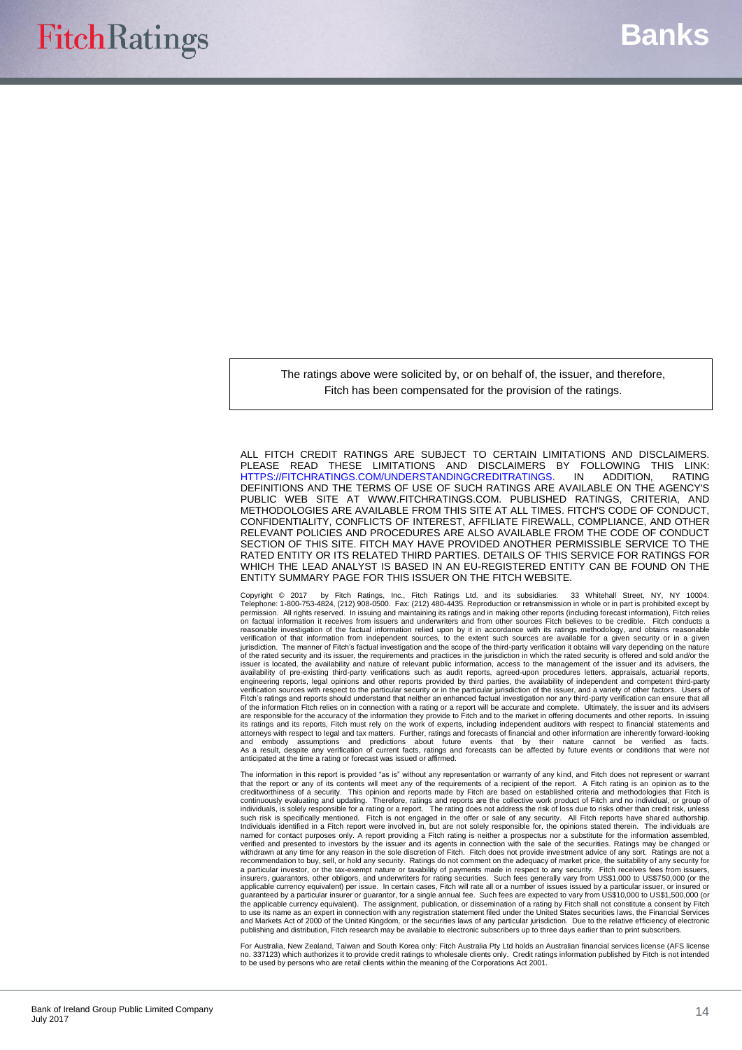The ratings above were solicited by, or on behalf of, the issuer, and therefore, Fitch has been compensated for the provision of the ratings.

ALL FITCH CREDIT RATINGS ARE SUBJECT TO CERTAIN LIMITATIONS AND DISCLAIMERS. PLEASE READ THESE LIMITATIONS AND DISCLAIMERS BY FOLLOWING THIS LINK: HTTPS://FITCHRATINGS.COM/UNDERSTANDINGCREDITRATINGS. IN ADDITION, RATING DEFINITIONS AND THE TERMS OF USE OF SUCH RATINGS ARE AVAILABLE ON THE AGENCY'S PUBLIC WEB SITE AT WWW.FITCHRATINGS.COM. PUBLISHED RATINGS, CRITERIA, AND METHODOLOGIES ARE AVAILABLE FROM THIS SITE AT ALL TIMES. FITCH'S CODE OF CONDUCT, CONFIDENTIALITY, CONFLICTS OF INTEREST, AFFILIATE FIREWALL, COMPLIANCE, AND OTHER RELEVANT POLICIES AND PROCEDURES ARE ALSO AVAILABLE FROM THE CODE OF CONDUCT SECTION OF THIS SITE. FITCH MAY HAVE PROVIDED ANOTHER PERMISSIBLE SERVICE TO THE RATED ENTITY OR ITS RELATED THIRD PARTIES. DETAILS OF THIS SERVICE FOR RATINGS FOR WHICH THE LEAD ANALYST IS BASED IN AN EU-REGISTERED ENTITY CAN BE FOUND ON THE ENTITY SUMMARY PAGE FOR THIS ISSUER ON THE FITCH WEBSITE.

Copyright © 2017 by Fitch Ratings, Inc., Fitch Ratings Ltd. and its subsidiaries. 33 Whitehall Street, NY, NY 10004. Telephone: 1-800-753-4824, (212) 908-0500. Fax: (212) 480-4435. Reproduction or retransmission in whole or in part is prohibited except by permission. All rights reserved. In issuing and maintaining its ratings and in making other reports (including forecast information), Fitch relies on factual information it receives from issuers and underwriters and from other sources Fitch believes to be credible. Fitch conducts a reasonable investigation of the factual information relied upon by it in accordance with its ratings methodology, and obtains reasonable verification of that information from independent sources, to the extent such sources are available for a given security or in a given jurisdiction. The manner of Fitch's factual investigation and the scope of the third-party verification it obtains will vary depending on the nature of the rated security and its issuer, the requirements and practices in the jurisdiction in which the rated security is offered and sold and/or the issuer is located, the availability and nature of relevant public information, access to the management of the issuer and its advisers, the availability of pre-existing third-party verifications such as audit reports, agreed-upon procedures letters, appraisals, actuarial reports, engineering reports, legal opinions and other reports provided by third parties, the availability of independent and competent third-party verification sources with respect to the particular security or in the particular jurisdiction of the issuer, and a variety of other factors. Users of Fitch's ratings and reports should understand that neither an enhanced factual investigation nor any third-party verification can ensure that all of the information Fitch relies on in connection with a rating or a report will be accurate and complete. Ultimately, the issuer and its advisers are responsible for the accuracy of the information they provide to Fitch and to the market in offering documents and other reports. In issuing its ratings and its reports, Fitch must rely on the work of experts, including independent auditors with respect to financial statements and attorneys with respect to legal and tax matters. Further, ratings and forecasts of financial and other information are inherently forward-looking and embody assumptions and predictions about future events that by their nature cannot be verified as facts. As a result, despite any verification of current facts, ratings and forecasts can be affected by future events or conditions that were not anticipated at the time a rating or forecast was issued or affirmed.

The information in this report is provided "as is" without any representation or warranty of any kind, and Fitch does not represent or warrant that the report or any of its contents will meet any of the requirements of a recipient of the report. A Fitch rating is an opinion as to the creditworthiness of a security. This opinion and reports made by Fitch are based on established criteria and methodologies that Fitch is continuously evaluating and updating. Therefore, ratings and reports are the collective work product of Fitch and no individual, or group of individuals, is solely responsible for a rating or a report. The rating does not address the risk of loss due to risks other than credit risk, unless such risk is specifically mentioned. Fitch is not engaged in the offer or sale of any security. All Fitch reports have shared authorship. Individuals identified in a Fitch report were involved in, but are not solely responsible for, the opinions stated therein. The individuals are named for contact purposes only. A report providing a Fitch rating is neither a prospectus nor a substitute for the information assembled, verified and presented to investors by the issuer and its agents in connection with the sale of the securities. Ratings may be changed or withdrawn at any time for any reason in the sole discretion of Fitch. Fitch does not provide investment advice of any sort. Ratings are not a recommendation to buy, sell, or hold any security. Ratings do not comment on the adequacy of market price, the suitability of any security for a particular investor, or the tax-exempt nature or taxability of payments made in respect to any security. Fitch receives fees from issuers, insurers, guarantors, other obligors, and underwriters for rating securities. Such fees generally vary from US$1,000 to US$750,000 (or the applicable currency equivalent) per issue. In certain cases, Fitch will rate all or a number of issues issued by a particular issuer, or insured or guaranteed by a particular insurer or guarantor, for a single annual fee. Such fees are expected to vary from US$10,000 to US$1,500,000 (or the applicable currency equivalent). The assignment, publication, or dissemination of a rating by Fitch shall not constitute a consent by Fitch to use its name as an expert in connection with any registration statement filed under the United States securities laws, the Financial Services and Markets Act of 2000 of the United Kingdom, or the securities laws of any particular jurisdiction. Due to the relative efficiency of electronic publishing and distribution, Fitch research may be available to electronic subscribers up to three days earlier than to print subscribers.

For Australia, New Zealand, Taiwan and South Korea only: Fitch Australia Pty Ltd holds an Australian financial services license (AFS license no. 337123) which authorizes it to provide credit ratings to wholesale clients only. Credit ratings information published by Fitch is not intended to be used by persons who are retail clients within the meaning of the Corporations Act 2001.